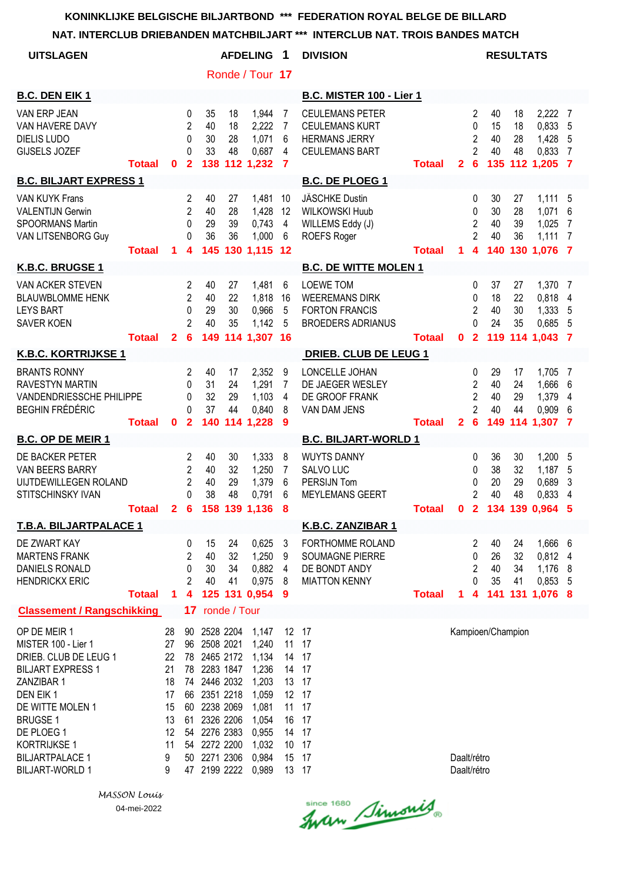**KONINKLIJKE BELGISCHE BILJARTBOND \*\*\* FEDERATION ROYAL BELGE DE BILLARD**

**NAT. INTERCLUB DRIEBANDEN MATCHBILJART \*\*\* INTERCLUB NAT. TROIS BANDES MATCH**

**UITSLAGEN** **AFDELING 1 DIVISION** **RESULTATS**

Ronde / Tour **17**

| B.C. DEN EIK 1 | | | | | | | B.C. MISTER 100 - Lier 1 | | | | | | |
|---|---|---|---|---|---|---|---|---|---|---|---|---|---|
| VAN ERP JEAN | 0 | 35 | 18 | 1,944 | 7 | | CEULEMANS PETER | 2 | 40 | 18 | 2,222 | 7 | |
| VAN HAVERE DAVY | 2 | 40 | 18 | 2,222 | 7 | | CEULEMANS KURT | 0 | 15 | 18 | 0,833 | 5 | |
| DIELIS LUDO | 0 | 30 | 28 | 1,071 | 6 | | HERMANS JERRY | 2 | 40 | 28 | 1,428 | 5 | |
| GIJSELS JOZEF | 0 | 33 | 48 | 0,687 | 4 | | CEULEMANS BART | 2 | 40 | 48 | 0,833 | 7 | |
| **Totaal 0** | **2** | **138** | **112** | **1,232** | **7** | | **Totaal 2** | **6** | **135** | **112** | **1,205** | **7** | |

| B.C. BILJART EXPRESS 1 | | | | | | B.C. DE PLOEG 1 | | | | | |
|---|---|---|---|---|---|---|---|---|---|---|---|
| VAN KUYK Frans | 2 | 40 | 27 | 1,481 | 10 | JÄSCHKE Dustin | 0 | 30 | 27 | 1,111 | 5 |
| VALENTIJN Gerwin | 2 | 40 | 28 | 1,428 | 12 | WILKOWSKI Huub | 0 | 30 | 28 | 1,071 | 6 |
| SPOORMANS Martin | 0 | 29 | 39 | 0,743 | 4 | WILLEMS Eddy (J) | 2 | 40 | 39 | 1,025 | 7 |
| VAN LITSENBORG Guy | 0 | 36 | 36 | 1,000 | 6 | ROEFS Roger | 2 | 40 | 36 | 1,111 | 7 |
| **Totaal 1** | **4** | **145** | **130** | **1,115** | **12** | **Totaal 1** | **4** | **140** | **130** | **1,076** | **7** |

| K.B.C. BRUGSE 1 | | | | | | B.C. DE WITTE MOLEN 1 | | | | | |
|---|---|---|---|---|---|---|---|---|---|---|---|
| VAN ACKER STEVEN | 2 | 40 | 27 | 1,481 | 6 | LOEWE TOM | 0 | 37 | 27 | 1,370 | 7 |
| BLAUWBLOMME HENK | 2 | 40 | 22 | 1,818 | 16 | WEEREMANS DIRK | 0 | 18 | 22 | 0,818 | 4 |
| LEYS BART | 0 | 29 | 30 | 0,966 | 5 | FORTON FRANCIS | 2 | 40 | 30 | 1,333 | 5 |
| SAVER KOEN | 2 | 40 | 35 | 1,142 | 5 | BROEDERS ADRIANUS | 0 | 24 | 35 | 0,685 | 5 |
| **Totaal 2** | **6** | **149** | **114** | **1,307** | **16** | **Totaal 0** | **2** | **119** | **114** | **1,043** | **7** |

| K.B.C. KORTRIJKSE 1 | | | | | | DRIEB. CLUB DE LEUG 1 | | | | | |
|---|---|---|---|---|---|---|---|---|---|---|---|
| BRANTS RONNY | 2 | 40 | 17 | 2,352 | 9 | LONCELLE JOHAN | 0 | 29 | 17 | 1,705 | 7 |
| RAVESTYN MARTIN | 0 | 31 | 24 | 1,291 | 7 | DE JAEGER WESLEY | 2 | 40 | 24 | 1,666 | 6 |
| VANDENDRIESSCHE PHILIPPE | 0 | 32 | 29 | 1,103 | 4 | DE GROOF FRANK | 2 | 40 | 29 | 1,379 | 4 |
| BEGHIN FRÉDÉRIC | 0 | 37 | 44 | 0,840 | 8 | VAN DAM JENS | 2 | 40 | 44 | 0,909 | 6 |
| **Totaal 0** | **2** | **140** | **114** | **1,228** | **9** | **Totaal 2** | **6** | **149** | **114** | **1,307** | **7** |

| B.C. OP DE MEIR 1 | | | | | | B.C. BILJART-WORLD 1 | | | | | |
|---|---|---|---|---|---|---|---|---|---|---|---|
| DE BACKER PETER | 2 | 40 | 30 | 1,333 | 8 | WUYTS DANNY | 0 | 36 | 30 | 1,200 | 5 |
| VAN BEERS BARRY | 2 | 40 | 32 | 1,250 | 7 | SALVO LUC | 0 | 38 | 32 | 1,187 | 5 |
| UIJTDEWILLEGEN ROLAND | 2 | 40 | 29 | 1,379 | 6 | PERSIJN Tom | 0 | 20 | 29 | 0,689 | 3 |
| STITSCHINSKY IVAN | 0 | 38 | 48 | 0,791 | 6 | MEYLEMANS GEERT | 2 | 40 | 48 | 0,833 | 4 |
| **Totaal 2** | **6** | **158** | **139** | **1,136** | **8** | **Totaal 0** | **2** | **134** | **139** | **0,964** | **5** |

| T.B.A. BILJARTPALACE 1 | | | | | | K.B.C. ZANZIBAR 1 | | | | | |
|---|---|---|---|---|---|---|---|---|---|---|---|
| DE ZWART KAY | 0 | 15 | 24 | 0,625 | 3 | FORTHOMME ROLAND | 2 | 40 | 24 | 1,666 | 6 |
| MARTENS FRANK | 2 | 40 | 32 | 1,250 | 9 | SOUMAGNE PIERRE | 0 | 26 | 32 | 0,812 | 4 |
| DANIELS RONALD | 0 | 30 | 34 | 0,882 | 4 | DE BONDT ANDY | 2 | 40 | 34 | 1,176 | 8 |
| HENDRICKX ERIC | 2 | 40 | 41 | 0,975 | 8 | MIATTON KENNY | 0 | 35 | 41 | 0,853 | 5 |
| **Totaal 1** | **4** | **125** | **131** | **0,954** | **9** | **Totaal 1** | **4** | **141** | **131** | **1,076** | **8** |

**Classement / Rangschikking** **17** ronde / Tour

| | | | | | | | | |
|---|---|---|---|---|---|---|---|---|
| OP DE MEIR 1 | 28 | 90 | 2528 | 2204 | 1,147 | 12 | 17 | Kampioen/Champion |
| MISTER 100 - Lier 1 | 27 | 96 | 2508 | 2021 | 1,240 | 11 | 17 | |
| DRIEB. CLUB DE LEUG 1 | 22 | 78 | 2465 | 2172 | 1,134 | 14 | 17 | |
| BILJART EXPRESS 1 | 21 | 78 | 2283 | 1847 | 1,236 | 14 | 17 | |
| ZANZIBAR 1 | 18 | 74 | 2446 | 2032 | 1,203 | 13 | 17 | |
| DEN EIK 1 | 17 | 66 | 2351 | 2218 | 1,059 | 12 | 17 | |
| DE WITTE MOLEN 1 | 15 | 60 | 2238 | 2069 | 1,081 | 11 | 17 | |
| BRUGSE 1 | 13 | 61 | 2326 | 2206 | 1,054 | 16 | 17 | |
| DE PLOEG 1 | 12 | 54 | 2276 | 2383 | 0,955 | 14 | 17 | |
| KORTRIJKSE 1 | 11 | 54 | 2272 | 2200 | 1,032 | 10 | 17 | |
| BILJARTPALACE 1 | 9 | 50 | 2271 | 2306 | 0,984 | 15 | 17 | Daalt/rétro |
| BILJART-WORLD 1 | 9 | 47 | 2199 | 2222 | 0,989 | 13 | 17 | Daalt/rétro |

*MASSON Louis*

04-mei-2022

since 1680 Iwan Simonis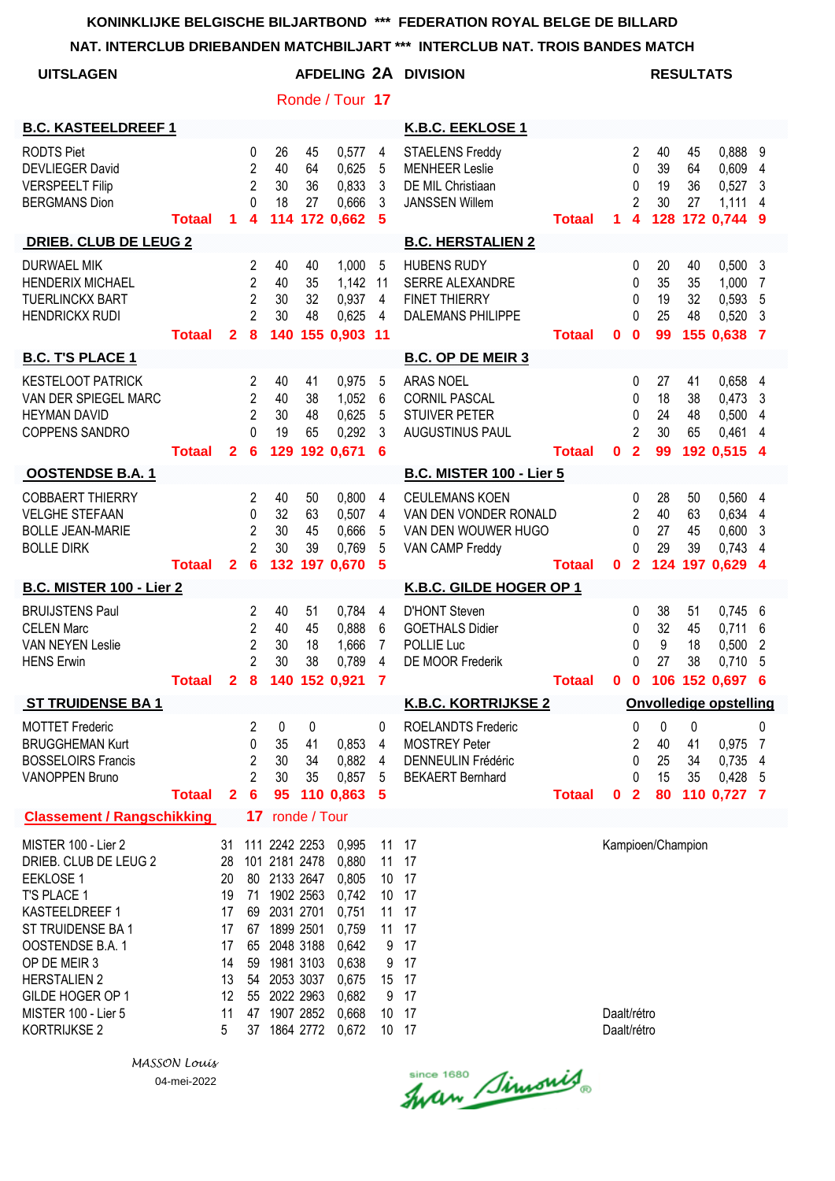KONINKLIJKE BELGISCHE BILJARTBOND *** FEDERATION ROYAL BELGE DE BILLARD

NAT. INTERCLUB DRIEBANDEN MATCHBILJART *** INTERCLUB NAT. TROIS BANDES MATCH

**UITSLAGEN** **AFDELING 2A DIVISION** **RESULTATS**

Ronde / Tour **17**

| **B.C. KASTEELDREEF 1** | | | | | | | **K.B.C. EEKLOSE 1** | | | | | | |
|---|---|---|---|---|---|---|---|---|---|---|---|---|---|
| RODTS Piet | | 0 | 26 | 45 | 0,577 | 4 | STAELENS Freddy | | 2 | 40 | 45 | 0,888 | 9 |
| DEVLIEGER David | | 2 | 40 | 64 | 0,625 | 5 | MENHEER Leslie | | 0 | 39 | 64 | 0,609 | 4 |
| VERSPEELT Filip | | 2 | 30 | 36 | 0,833 | 3 | DE MIL Christiaan | | 0 | 19 | 36 | 0,527 | 3 |
| BERGMANS Dion | | 0 | 18 | 27 | 0,666 | 3 | JANSSEN Willem | | 2 | 30 | 27 | 1,111 | 4 |
| **Totaal** | **1** | **4** | **114** | **172** | **0,662** | **5** | **Totaal** | **1** | **4** | **128** | **172** | **0,744** | **9** |
| **DRIEB. CLUB DE LEUG 2** | | | | | | | **B.C. HERSTALIEN 2** | | | | | | |
| DURWAEL MIK | | 2 | 40 | 40 | 1,000 | 5 | HUBENS RUDY | | 0 | 20 | 40 | 0,500 | 3 |
| HENDERIX MICHAEL | | 2 | 40 | 35 | 1,142 | 11 | SERRE ALEXANDRE | | 0 | 35 | 35 | 1,000 | 7 |
| TUERLINCKX BART | | 2 | 30 | 32 | 0,937 | 4 | FINET THIERRY | | 0 | 19 | 32 | 0,593 | 5 |
| HENDRICKX RUDI | | 2 | 30 | 48 | 0,625 | 4 | DALEMANS PHILIPPE | | 0 | 25 | 48 | 0,520 | 3 |
| **Totaal** | **2** | **8** | **140** | **155** | **0,903** | **11** | **Totaal** | **0** | **0** | **99** | **155** | **0,638** | **7** |
| **B.C. T'S PLACE 1** | | | | | | | **B.C. OP DE MEIR 3** | | | | | | |
| KESTELOOT PATRICK | | 2 | 40 | 41 | 0,975 | 5 | ARAS NOEL | | 0 | 27 | 41 | 0,658 | 4 |
| VAN DER SPIEGEL MARC | | 2 | 40 | 38 | 1,052 | 6 | CORNIL PASCAL | | 0 | 18 | 38 | 0,473 | 3 |
| HEYMAN DAVID | | 2 | 30 | 48 | 0,625 | 5 | STUIVER PETER | | 0 | 24 | 48 | 0,500 | 4 |
| COPPENS SANDRO | | 0 | 19 | 65 | 0,292 | 3 | AUGUSTINUS PAUL | | 2 | 30 | 65 | 0,461 | 4 |
| **Totaal** | **2** | **6** | **129** | **192** | **0,671** | **6** | **Totaal** | **0** | **2** | **99** | **192** | **0,515** | **4** |
| **OOSTENDSE B.A. 1** | | | | | | | **B.C. MISTER 100 - Lier 5** | | | | | | |
| COBBAERT THIERRY | | 2 | 40 | 50 | 0,800 | 4 | CEULEMANS KOEN | | 0 | 28 | 50 | 0,560 | 4 |
| VELGHE STEFAAN | | 0 | 32 | 63 | 0,507 | 4 | VAN DEN VONDER RONALD | | 2 | 40 | 63 | 0,634 | 4 |
| BOLLE JEAN-MARIE | | 2 | 30 | 45 | 0,666 | 5 | VAN DEN WOUWER HUGO | | 0 | 27 | 45 | 0,600 | 3 |
| BOLLE DIRK | | 2 | 30 | 39 | 0,769 | 5 | VAN CAMP Freddy | | 0 | 29 | 39 | 0,743 | 4 |
| **Totaal** | **2** | **6** | **132** | **197** | **0,670** | **5** | **Totaal** | **0** | **2** | **124** | **197** | **0,629** | **4** |
| **B.C. MISTER 100 - Lier 2** | | | | | | | **K.B.C. GILDE HOGER OP 1** | | | | | | |
| BRUIJSTENS Paul | | 2 | 40 | 51 | 0,784 | 4 | D'HONT Steven | | 0 | 38 | 51 | 0,745 | 6 |
| CELEN Marc | | 2 | 40 | 45 | 0,888 | 6 | GOETHALS Didier | | 0 | 32 | 45 | 0,711 | 6 |
| VAN NEYEN Leslie | | 2 | 30 | 18 | 1,666 | 7 | POLLIE Luc | | 0 | 9 | 18 | 0,500 | 2 |
| HENS Erwin | | 2 | 30 | 38 | 0,789 | 4 | DE MOOR Frederik | | 0 | 27 | 38 | 0,710 | 5 |
| **Totaal** | **2** | **8** | **140** | **152** | **0,921** | **7** | **Totaal** | **0** | **0** | **106** | **152** | **0,697** | **6** |
| **ST TRUIDENSE BA 1** | | | | | | | **K.B.C. KORTRIJKSE 2** | | | **Onvolledige opstelling** | | | |
| MOTTET Frederic | | 2 | 0 | 0 | | 0 | ROELANDTS Frederic | | 0 | 0 | 0 | | 0 |
| BRUGGHEMAN Kurt | | 0 | 35 | 41 | 0,853 | 4 | MOSTREY Peter | | 2 | 40 | 41 | 0,975 | 7 |
| BOSSELOIRS Francis | | 2 | 30 | 34 | 0,882 | 4 | DENNEULIN Frédéric | | 0 | 25 | 34 | 0,735 | 4 |
| VANOPPEN Bruno | | 2 | 30 | 35 | 0,857 | 5 | BEKAERT Bernhard | | 0 | 15 | 35 | 0,428 | 5 |
| **Totaal** | **2** | **6** | **95** | **110** | **0,863** | **5** | **Totaal** | **0** | **2** | **80** | **110** | **0,727** | **7** |

**Classement / Rangschikking** **17** ronde / Tour

| | | | | | | | | |
|---|---|---|---|---|---|---|---|---|
| MISTER 100 - Lier 2 | 31 | 111 | 2242 | 2253 | 0,995 | 11 | 17 | Kampioen/Champion |
| DRIEB. CLUB DE LEUG 2 | 28 | 101 | 2181 | 2478 | 0,880 | 11 | 17 | |
| EEKLOSE 1 | 20 | 80 | 2133 | 2647 | 0,805 | 10 | 17 | |
| T'S PLACE 1 | 19 | 71 | 1902 | 2563 | 0,742 | 10 | 17 | |
| KASTEELDREEF 1 | 17 | 69 | 2031 | 2701 | 0,751 | 11 | 17 | |
| ST TRUIDENSE BA 1 | 17 | 67 | 1899 | 2501 | 0,759 | 11 | 17 | |
| OOSTENDSE B.A. 1 | 17 | 65 | 2048 | 3188 | 0,642 | 9 | 17 | |
| OP DE MEIR 3 | 14 | 59 | 1981 | 3103 | 0,638 | 9 | 17 | |
| HERSTALIEN 2 | 13 | 54 | 2053 | 3037 | 0,675 | 15 | 17 | |
| GILDE HOGER OP 1 | 12 | 55 | 2022 | 2963 | 0,682 | 9 | 17 | |
| MISTER 100 - Lier 5 | 11 | 47 | 1907 | 2852 | 0,668 | 10 | 17 | Daalt/rétro |
| KORTRIJKSE 2 | 5 | 37 | 1864 | 2772 | 0,672 | 10 | 17 | Daalt/rétro |

*MASSON Louis*

04-mei-2022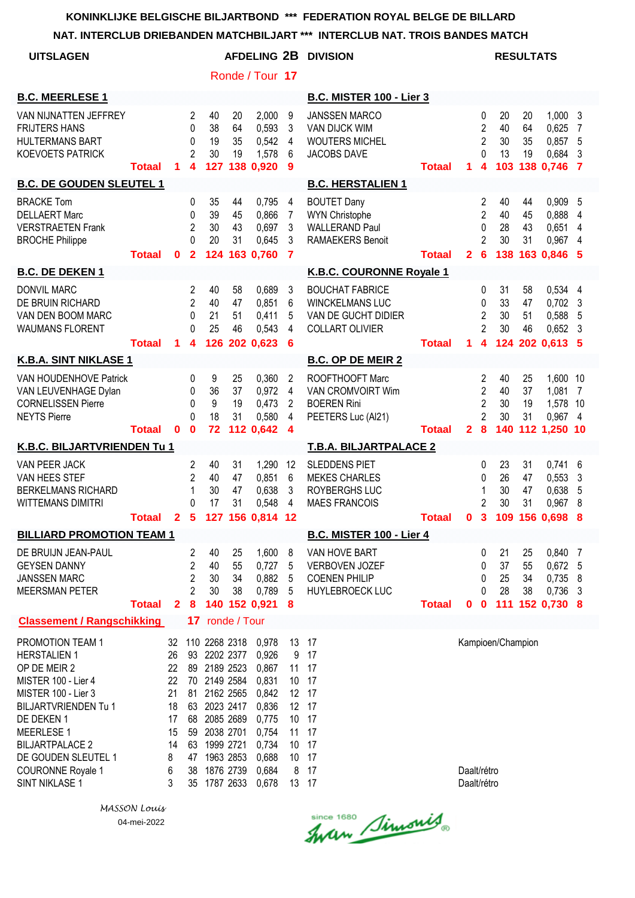**KONINKLIJKE BELGISCHE BILJARTBOND \*\*\* FEDERATION ROYAL BELGE DE BILLARD**

**NAT. INTERCLUB DRIEBANDEN MATCHBILJART \*\*\* INTERCLUB NAT. TROIS BANDES MATCH**

**UITSLAGEN** — **AFDELING 2B DIVISION** — **RESULTATS**

Ronde / Tour **17**

| B.C. MEERLESE 1 | | | | | | | B.C. MISTER 100 - Lier 3 | | | | | | |
|---|---|---|---|---|---|---|---|---|---|---|---|---|---|
| VAN NIJNATTEN JEFFREY | | 2 | 40 | 20 | 2,000 | 9 | JANSSEN MARCO | | 0 | 20 | 20 | 1,000 | 3 |
| FRIJTERS HANS | | 0 | 38 | 64 | 0,593 | 3 | VAN DIJCK WIM | | 2 | 40 | 64 | 0,625 | 7 |
| HULTERMANS BART | | 0 | 19 | 35 | 0,542 | 4 | WOUTERS MICHEL | | 2 | 30 | 35 | 0,857 | 5 |
| KOEVOETS PATRICK | | 2 | 30 | 19 | 1,578 | 6 | JACOBS DAVE | | 0 | 13 | 19 | 0,684 | 3 |
| **Totaal** | **1** | **4** | **127** | **138** | **0,920** | **9** | **Totaal** | **1** | **4** | **103** | **138** | **0,746** | **7** |

| B.C. DE GOUDEN SLEUTEL 1 | | | | | | | B.C. HERSTALIEN 1 | | | | | | |
|---|---|---|---|---|---|---|---|---|---|---|---|---|---|
| BRACKE Tom | | 0 | 35 | 44 | 0,795 | 4 | BOUTET Dany | | 2 | 40 | 44 | 0,909 | 5 |
| DELLAERT Marc | | 0 | 39 | 45 | 0,866 | 7 | WYN Christophe | | 2 | 40 | 45 | 0,888 | 4 |
| VERSTRAETEN Frank | | 2 | 30 | 43 | 0,697 | 3 | WALLERAND Paul | | 0 | 28 | 43 | 0,651 | 4 |
| BROCHE Philippe | | 0 | 20 | 31 | 0,645 | 3 | RAMAEKERS Benoit | | 2 | 30 | 31 | 0,967 | 4 |
| **Totaal** | **0** | **2** | **124** | **163** | **0,760** | **7** | **Totaal** | **2** | **6** | **138** | **163** | **0,846** | **5** |

| B.C. DE DEKEN 1 | | | | | | | K.B.C. COURONNE Royale 1 | | | | | | |
|---|---|---|---|---|---|---|---|---|---|---|---|---|---|
| DONVIL MARC | | 2 | 40 | 58 | 0,689 | 3 | BOUCHAT FABRICE | | 0 | 31 | 58 | 0,534 | 4 |
| DE BRUIN RICHARD | | 2 | 40 | 47 | 0,851 | 6 | WINCKELMANS LUC | | 0 | 33 | 47 | 0,702 | 3 |
| VAN DEN BOOM MARC | | 0 | 21 | 51 | 0,411 | 5 | VAN DE GUCHT DIDIER | | 2 | 30 | 51 | 0,588 | 5 |
| WAUMANS FLORENT | | 0 | 25 | 46 | 0,543 | 4 | COLLART OLIVIER | | 2 | 30 | 46 | 0,652 | 3 |
| **Totaal** | **1** | **4** | **126** | **202** | **0,623** | **6** | **Totaal** | **1** | **4** | **124** | **202** | **0,613** | **5** |

| K.B.A. SINT NIKLASE 1 | | | | | | | B.C. OP DE MEIR 2 | | | | | | |
|---|---|---|---|---|---|---|---|---|---|---|---|---|---|
| VAN HOUDENHOVE Patrick | | 0 | 9 | 25 | 0,360 | 2 | ROOFTHOOFT Marc | | 2 | 40 | 25 | 1,600 | 10 |
| VAN LEUVENHAGE Dylan | | 0 | 36 | 37 | 0,972 | 4 | VAN CROMVOIRT Wim | | 2 | 40 | 37 | 1,081 | 7 |
| CORNELISSEN Pierre | | 0 | 9 | 19 | 0,473 | 2 | BOEREN Rini | | 2 | 30 | 19 | 1,578 | 10 |
| NEYTS Pierre | | 0 | 18 | 31 | 0,580 | 4 | PEETERS Luc (Al21) | | 2 | 30 | 31 | 0,967 | 4 |
| **Totaal** | **0** | **0** | **72** | **112** | **0,642** | **4** | **Totaal** | **2** | **8** | **140** | **112** | **1,250** | **10** |

| K.B.C. BILJARTVRIENDEN Tu 1 | | | | | | | T.B.A. BILJARTPALACE 2 | | | | | | |
|---|---|---|---|---|---|---|---|---|---|---|---|---|---|
| VAN PEER JACK | | 2 | 40 | 31 | 1,290 | 12 | SLEDDENS PIET | | 0 | 23 | 31 | 0,741 | 6 |
| VAN HEES STEF | | 2 | 40 | 47 | 0,851 | 6 | MEKES CHARLES | | 0 | 26 | 47 | 0,553 | 3 |
| BERKELMANS RICHARD | | 1 | 30 | 47 | 0,638 | 3 | ROYBERGHS LUC | | 1 | 30 | 47 | 0,638 | 5 |
| WITTEMANS DIMITRI | | 0 | 17 | 31 | 0,548 | 4 | MAES FRANCOIS | | 2 | 30 | 31 | 0,967 | 8 |
| **Totaal** | **2** | **5** | **127** | **156** | **0,814** | **12** | **Totaal** | **0** | **3** | **109** | **156** | **0,698** | **8** |

| BILLIARD PROMOTION TEAM 1 | | | | | | | B.C. MISTER 100 - Lier 4 | | | | | | |
|---|---|---|---|---|---|---|---|---|---|---|---|---|---|
| DE BRUIJN JEAN-PAUL | | 2 | 40 | 25 | 1,600 | 8 | VAN HOVE BART | | 0 | 21 | 25 | 0,840 | 7 |
| GEYSEN DANNY | | 2 | 40 | 55 | 0,727 | 5 | VERBOVEN JOZEF | | 0 | 37 | 55 | 0,672 | 5 |
| JANSSEN MARC | | 2 | 30 | 34 | 0,882 | 5 | COENEN PHILIP | | 0 | 25 | 34 | 0,735 | 8 |
| MEERSMAN PETER | | 2 | 30 | 38 | 0,789 | 5 | HUYLEBROECK LUC | | 0 | 28 | 38 | 0,736 | 3 |
| **Totaal** | **2** | **8** | **140** | **152** | **0,921** | **8** | **Totaal** | **0** | **0** | **111** | **152** | **0,730** | **8** |

**Classement / Rangschikking** **17** ronde / Tour

| | | | | | | | | |
|---|---|---|---|---|---|---|---|---|
| PROMOTION TEAM 1 | 32 | 110 | 2268 | 2318 | 0,978 | 13 | 17 | Kampioen/Champion |
| HERSTALIEN 1 | 26 | 93 | 2202 | 2377 | 0,926 | 9 | 17 | |
| OP DE MEIR 2 | 22 | 89 | 2189 | 2523 | 0,867 | 11 | 17 | |
| MISTER 100 - Lier 4 | 22 | 70 | 2149 | 2584 | 0,831 | 10 | 17 | |
| MISTER 100 - Lier 3 | 21 | 81 | 2162 | 2565 | 0,842 | 12 | 17 | |
| BILJARTVRIENDEN Tu 1 | 18 | 63 | 2023 | 2417 | 0,836 | 12 | 17 | |
| DE DEKEN 1 | 17 | 68 | 2085 | 2689 | 0,775 | 10 | 17 | |
| MEERLESE 1 | 15 | 59 | 2038 | 2701 | 0,754 | 11 | 17 | |
| BILJARTPALACE 2 | 14 | 63 | 1999 | 2721 | 0,734 | 10 | 17 | |
| DE GOUDEN SLEUTEL 1 | 8 | 47 | 1963 | 2853 | 0,688 | 10 | 17 | |
| COURONNE Royale 1 | 6 | 38 | 1876 | 2739 | 0,684 | 8 | 17 | Daalt/rétro |
| SINT NIKLASE 1 | 3 | 35 | 1787 | 2633 | 0,678 | 13 | 17 | Daalt/rétro |

*MASSON Louis*

04-mei-2022

since 1680 Iwan Simonis®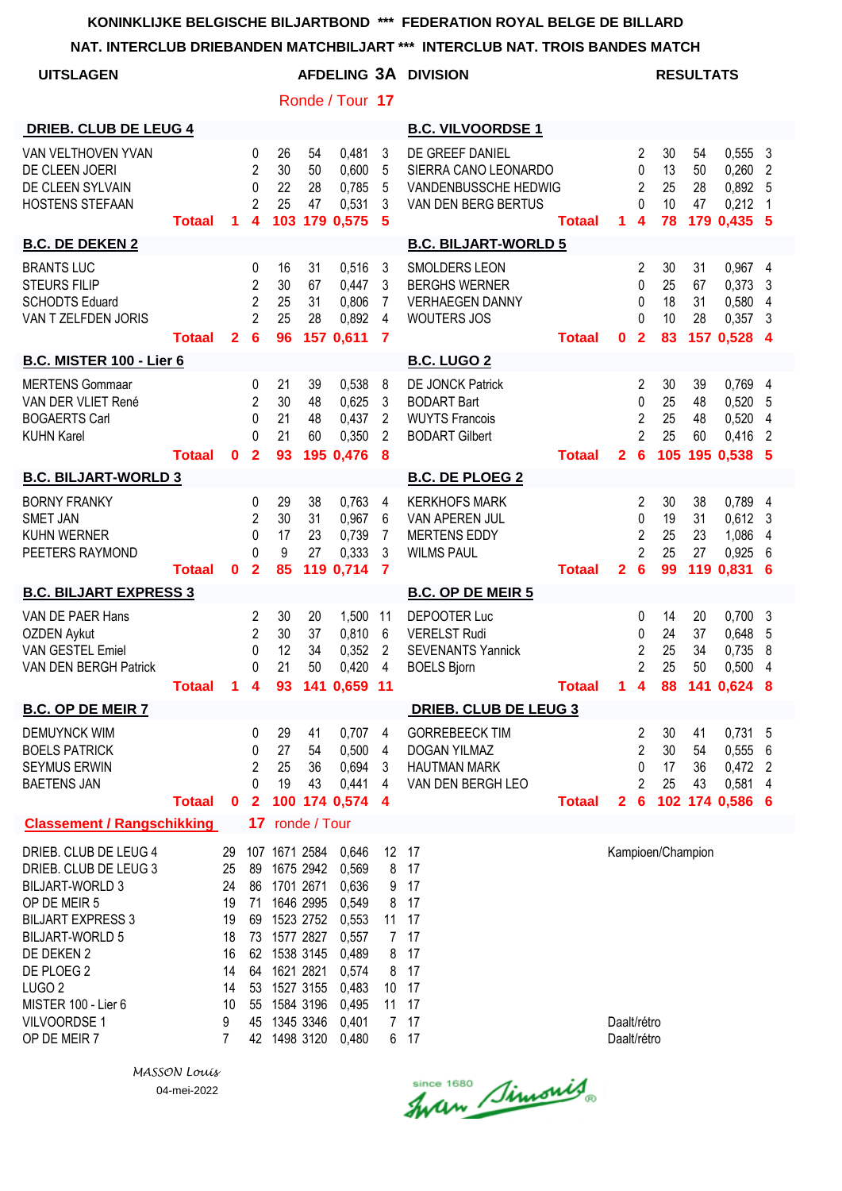**KONINKLIJKE BELGISCHE BILJARTBOND *** FEDERATION ROYAL BELGE DE BILLARD**

**NAT. INTERCLUB DRIEBANDEN MATCHBILJART *** INTERCLUB NAT. TROIS BANDES MATCH**

**UITSLAGEN** — **AFDELING 3A DIVISION** — **RESULTATS**

Ronde / Tour **17**

| DRIEB. CLUB DE LEUG 4 | | | | | | | B.C. VILVOORDSE 1 | | | | | | |
|---|---|---|---|---|---|---|---|---|---|---|---|---|---|
| VAN VELTHOVEN YVAN | 0 | 26 | 54 | 0,481 | 3 | | DE GREEF DANIEL | 2 | 30 | 54 | 0,555 | 3 | |
| DE CLEEN JOERI | 2 | 30 | 50 | 0,600 | 5 | | SIERRA CANO LEONARDO | 0 | 13 | 50 | 0,260 | 2 | |
| DE CLEEN SYLVAIN | 0 | 22 | 28 | 0,785 | 5 | | VANDENBUSSCHE HEDWIG | 2 | 25 | 28 | 0,892 | 5 | |
| HOSTENS STEFAAN | 2 | 25 | 47 | 0,531 | 3 | | VAN DEN BERG BERTUS | 0 | 10 | 47 | 0,212 | 1 | |
| **Totaal 1** | **4** | **103** | **179** | **0,575** | **5** | | **Totaal 1** | **4** | **78** | **179** | **0,435** | **5** | |

| B.C. DE DEKEN 2 | | | | | | B.C. BILJART-WORLD 5 | | | | | |
|---|---|---|---|---|---|---|---|---|---|---|---|
| BRANTS LUC | 0 | 16 | 31 | 0,516 | 3 | SMOLDERS LEON | 2 | 30 | 31 | 0,967 | 4 |
| STEURS FILIP | 2 | 30 | 67 | 0,447 | 3 | BERGHS WERNER | 0 | 25 | 67 | 0,373 | 3 |
| SCHODTS Eduard | 2 | 25 | 31 | 0,806 | 7 | VERHAEGEN DANNY | 0 | 18 | 31 | 0,580 | 4 |
| VAN T ZELFDEN JORIS | 2 | 25 | 28 | 0,892 | 4 | WOUTERS JOS | 0 | 10 | 28 | 0,357 | 3 |
| **Totaal 2** | **6** | **96** | **157** | **0,611** | **7** | **Totaal 0** | **2** | **83** | **157** | **0,528** | **4** |

| B.C. MISTER 100 - Lier 6 | | | | | | B.C. LUGO 2 | | | | | |
|---|---|---|---|---|---|---|---|---|---|---|---|
| MERTENS Gommaar | 0 | 21 | 39 | 0,538 | 8 | DE JONCK Patrick | 2 | 30 | 39 | 0,769 | 4 |
| VAN DER VLIET René | 2 | 30 | 48 | 0,625 | 3 | BODART Bart | 0 | 25 | 48 | 0,520 | 5 |
| BOGAERTS Carl | 0 | 21 | 48 | 0,437 | 2 | WUYTS Francois | 2 | 25 | 48 | 0,520 | 4 |
| KUHN Karel | 0 | 21 | 60 | 0,350 | 2 | BODART Gilbert | 2 | 25 | 60 | 0,416 | 2 |
| **Totaal 0** | **2** | **93** | **195** | **0,476** | **8** | **Totaal 2** | **6** | **105** | **195** | **0,538** | **5** |

| B.C. BILJART-WORLD 3 | | | | | | B.C. DE PLOEG 2 | | | | | |
|---|---|---|---|---|---|---|---|---|---|---|---|
| BORNY FRANKY | 0 | 29 | 38 | 0,763 | 4 | KERKHOFS MARK | 2 | 30 | 38 | 0,789 | 4 |
| SMET JAN | 2 | 30 | 31 | 0,967 | 6 | VAN APEREN JUL | 0 | 19 | 31 | 0,612 | 3 |
| KUHN WERNER | 0 | 17 | 23 | 0,739 | 7 | MERTENS EDDY | 2 | 25 | 23 | 1,086 | 4 |
| PEETERS RAYMOND | 0 | 9 | 27 | 0,333 | 3 | WILMS PAUL | 2 | 25 | 27 | 0,925 | 6 |
| **Totaal 0** | **2** | **85** | **119** | **0,714** | **7** | **Totaal 2** | **6** | **99** | **119** | **0,831** | **6** |

| B.C. BILJART EXPRESS 3 | | | | | | B.C. OP DE MEIR 5 | | | | | |
|---|---|---|---|---|---|---|---|---|---|---|---|
| VAN DE PAER Hans | 2 | 30 | 20 | 1,500 | 11 | DEPOOTER Luc | 0 | 14 | 20 | 0,700 | 3 |
| OZDEN Aykut | 2 | 30 | 37 | 0,810 | 6 | VERELST Rudi | 0 | 24 | 37 | 0,648 | 5 |
| VAN GESTEL Emiel | 0 | 12 | 34 | 0,352 | 2 | SEVENANTS Yannick | 2 | 25 | 34 | 0,735 | 8 |
| VAN DEN BERGH Patrick | 0 | 21 | 50 | 0,420 | 4 | BOELS Bjorn | 2 | 25 | 50 | 0,500 | 4 |
| **Totaal 1** | **4** | **93** | **141** | **0,659** | **11** | **Totaal 1** | **4** | **88** | **141** | **0,624** | **8** |

| B.C. OP DE MEIR 7 | | | | | | DRIEB. CLUB DE LEUG 3 | | | | | |
|---|---|---|---|---|---|---|---|---|---|---|---|
| DEMUYNCK WIM | 0 | 29 | 41 | 0,707 | 4 | GORREBEECK TIM | 2 | 30 | 41 | 0,731 | 5 |
| BOELS PATRICK | 0 | 27 | 54 | 0,500 | 4 | DOGAN YILMAZ | 2 | 30 | 54 | 0,555 | 6 |
| SEYMUS ERWIN | 2 | 25 | 36 | 0,694 | 3 | HAUTMAN MARK | 0 | 17 | 36 | 0,472 | 2 |
| BAETENS JAN | 0 | 19 | 43 | 0,441 | 4 | VAN DEN BERGH LEO | 2 | 25 | 43 | 0,581 | 4 |
| **Totaal 0** | **2** | **100** | **174** | **0,574** | **4** | **Totaal 2** | **6** | **102** | **174** | **0,586** | **6** |

**Classement / Rangschikking** **17** ronde / Tour

| | | | | | | | | |
|---|---|---|---|---|---|---|---|---|
| DRIEB. CLUB DE LEUG 4 | 29 | 107 | 1671 | 2584 | 0,646 | 12 | 17 | Kampioen/Champion |
| DRIEB. CLUB DE LEUG 3 | 25 | 89 | 1675 | 2942 | 0,569 | 8 | 17 | |
| BILJART-WORLD 3 | 24 | 86 | 1701 | 2671 | 0,636 | 9 | 17 | |
| OP DE MEIR 5 | 19 | 71 | 1646 | 2995 | 0,549 | 8 | 17 | |
| BILJART EXPRESS 3 | 19 | 69 | 1523 | 2752 | 0,553 | 11 | 17 | |
| BILJART-WORLD 5 | 18 | 73 | 1577 | 2827 | 0,557 | 7 | 17 | |
| DE DEKEN 2 | 16 | 62 | 1538 | 3145 | 0,489 | 8 | 17 | |
| DE PLOEG 2 | 14 | 64 | 1621 | 2821 | 0,574 | 8 | 17 | |
| LUGO 2 | 14 | 53 | 1527 | 3155 | 0,483 | 10 | 17 | |
| MISTER 100 - Lier 6 | 10 | 55 | 1584 | 3196 | 0,495 | 11 | 17 | |
| VILVOORDSE 1 | 9 | 45 | 1345 | 3346 | 0,401 | 7 | 17 | Daalt/rétro |
| OP DE MEIR 7 | 7 | 42 | 1498 | 3120 | 0,480 | 6 | 17 | Daalt/rétro |

*MASSON Louis*

04-mei-2022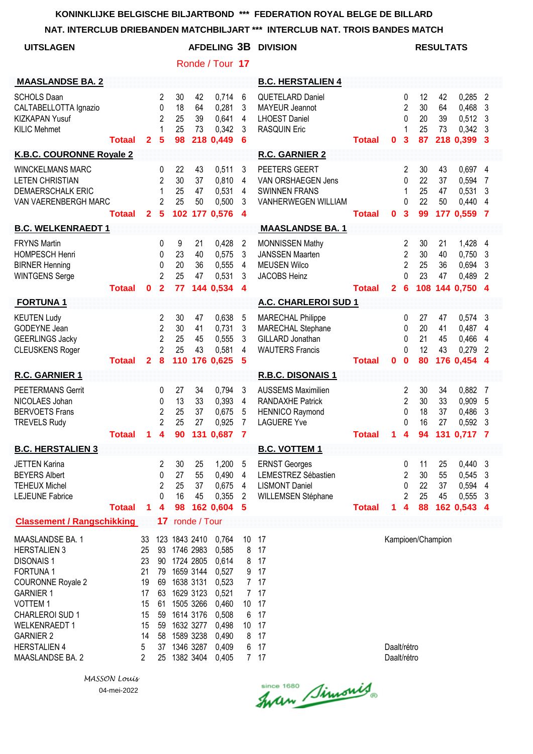KONINKLIJKE BELGISCHE BILJARTBOND *** FEDERATION ROYAL BELGE DE BILLARD

NAT. INTERCLUB DRIEBANDEN MATCHBILJART *** INTERCLUB NAT. TROIS BANDES MATCH

**UITSLAGEN** — **AFDELING 3B DIVISION** — **RESULTATS**

Ronde / Tour **17**

| MAASLANDSE BA. 2 | | | | | | | | B.C. HERSTALIEN 4 | | | | | | | |
|---|---|---|---|---|---|---|---|---|---|---|---|---|---|---|---|
| SCHOLS Daan | | 2 | 30 | 42 | 0,714 | 6 | | QUETELARD Daniel | | 0 | 12 | 42 | 0,285 | 2 |
| CALTABELLOTTA Ignazio | | 0 | 18 | 64 | 0,281 | 3 | | MAYEUR Jeannot | | 2 | 30 | 64 | 0,468 | 3 |
| KIZKAPAN Yusuf | | 2 | 25 | 39 | 0,641 | 4 | | LHOEST Daniel | | 0 | 20 | 39 | 0,512 | 3 |
| KILIC Mehmet | | 1 | 25 | 73 | 0,342 | 3 | | RASQUIN Eric | | 1 | 25 | 73 | 0,342 | 3 |
| **Totaal** | **2** | **5** | **98** | **218** | **0,449** | **6** | | **Totaal** | **0** | **3** | **87** | **218** | **0,399** | **3** |

| K.B.C. COURONNE Royale 2 | | | | | | | | R.C. GARNIER 2 | | | | | | | |
|---|---|---|---|---|---|---|---|---|---|---|---|---|---|---|---|
| WINCKELMANS MARC | | 0 | 22 | 43 | 0,511 | 3 | | PEETERS GEERT | | 2 | 30 | 43 | 0,697 | 4 |
| LETEN CHRISTIAN | | 2 | 30 | 37 | 0,810 | 4 | | VAN ORSHAEGEN Jens | | 0 | 22 | 37 | 0,594 | 7 |
| DEMAERSCHALK ERIC | | 1 | 25 | 47 | 0,531 | 4 | | SWINNEN FRANS | | 1 | 25 | 47 | 0,531 | 3 |
| VAN VAERENBERGH MARC | | 2 | 25 | 50 | 0,500 | 3 | | VANHERWEGEN WILLIAM | | 0 | 22 | 50 | 0,440 | 4 |
| **Totaal** | **2** | **5** | **102** | **177** | **0,576** | **4** | | **Totaal** | **0** | **3** | **99** | **177** | **0,559** | **7** |

| B.C. WELKENRAEDT 1 | | | | | | | | MAASLANDSE BA. 1 | | | | | | | |
|---|---|---|---|---|---|---|---|---|---|---|---|---|---|---|---|
| FRYNS Martin | | 0 | 9 | 21 | 0,428 | 2 | | MONNISSEN Mathy | | 2 | 30 | 21 | 1,428 | 4 |
| HOMPESCH Henri | | 0 | 23 | 40 | 0,575 | 3 | | JANSSEN Maarten | | 2 | 30 | 40 | 0,750 | 3 |
| BIRNER Henning | | 0 | 20 | 36 | 0,555 | 4 | | MEUSEN Wilco | | 2 | 25 | 36 | 0,694 | 3 |
| WINTGENS Serge | | 2 | 25 | 47 | 0,531 | 3 | | JACOBS Heinz | | 0 | 23 | 47 | 0,489 | 2 |
| **Totaal** | **0** | **2** | **77** | **144** | **0,534** | **4** | | **Totaal** | **2** | **6** | **108** | **144** | **0,750** | **4** |

| FORTUNA 1 | | | | | | | | A.C. CHARLEROI SUD 1 | | | | | | | |
|---|---|---|---|---|---|---|---|---|---|---|---|---|---|---|---|
| KEUTEN Ludy | | 2 | 30 | 47 | 0,638 | 5 | | MARECHAL Philippe | | 0 | 27 | 47 | 0,574 | 3 |
| GODEYNE Jean | | 2 | 30 | 41 | 0,731 | 3 | | MARECHAL Stephane | | 0 | 20 | 41 | 0,487 | 4 |
| GEERLINGS Jacky | | 2 | 25 | 45 | 0,555 | 3 | | GILLARD Jonathan | | 0 | 21 | 45 | 0,466 | 4 |
| CLEUSKENS Roger | | 2 | 25 | 43 | 0,581 | 4 | | WAUTERS Francis | | 0 | 12 | 43 | 0,279 | 2 |
| **Totaal** | **2** | **8** | **110** | **176** | **0,625** | **5** | | **Totaal** | **0** | **0** | **80** | **176** | **0,454** | **4** |

| R.C. GARNIER 1 | | | | | | | | R.B.C. DISONAIS 1 | | | | | | | |
|---|---|---|---|---|---|---|---|---|---|---|---|---|---|---|---|
| PEETERMANS Gerrit | | 0 | 27 | 34 | 0,794 | 3 | | AUSSEMS Maximilien | | 2 | 30 | 34 | 0,882 | 7 |
| NICOLAES Johan | | 0 | 13 | 33 | 0,393 | 4 | | RANDAXHE Patrick | | 2 | 30 | 33 | 0,909 | 5 |
| BERVOETS Frans | | 2 | 25 | 37 | 0,675 | 5 | | HENNICO Raymond | | 0 | 18 | 37 | 0,486 | 3 |
| TREVELS Rudy | | 2 | 25 | 27 | 0,925 | 7 | | LAGUERE Yve | | 0 | 16 | 27 | 0,592 | 3 |
| **Totaal** | **1** | **4** | **90** | **131** | **0,687** | **7** | | **Totaal** | **1** | **4** | **94** | **131** | **0,717** | **7** |

| B.C. HERSTALIEN 3 | | | | | | | | B.C. VOTTEM 1 | | | | | | | |
|---|---|---|---|---|---|---|---|---|---|---|---|---|---|---|---|
| JETTEN Karina | | 2 | 30 | 25 | 1,200 | 5 | | ERNST Georges | | 0 | 11 | 25 | 0,440 | 3 |
| BEYERS Albert | | 0 | 27 | 55 | 0,490 | 4 | | LEMESTREZ Sébastien | | 2 | 30 | 55 | 0,545 | 3 |
| TEHEUX Michel | | 2 | 25 | 37 | 0,675 | 4 | | LISMONT Daniel | | 0 | 22 | 37 | 0,594 | 4 |
| LEJEUNE Fabrice | | 0 | 16 | 45 | 0,355 | 2 | | WILLEMSEN Stéphane | | 2 | 25 | 45 | 0,555 | 3 |
| **Totaal** | **1** | **4** | **98** | **162** | **0,604** | **5** | | **Totaal** | **1** | **4** | **88** | **162** | **0,543** | **4** |

**Classement / Rangschikking** — **17** ronde / Tour

| | | | | | | | | |
|---|---|---|---|---|---|---|---|---|
| MAASLANDSE BA. 1 | 33 | 123 | 1843 | 2410 | 0,764 | 10 | 17 | Kampioen/Champion |
| HERSTALIEN 3 | 25 | 93 | 1746 | 2983 | 0,585 | 8 | 17 | |
| DISONAIS 1 | 23 | 90 | 1724 | 2805 | 0,614 | 8 | 17 | |
| FORTUNA 1 | 21 | 79 | 1659 | 3144 | 0,527 | 9 | 17 | |
| COURONNE Royale 2 | 19 | 69 | 1638 | 3131 | 0,523 | 7 | 17 | |
| GARNIER 1 | 17 | 63 | 1629 | 3123 | 0,521 | 7 | 17 | |
| VOTTEM 1 | 15 | 61 | 1505 | 3266 | 0,460 | 10 | 17 | |
| CHARLEROI SUD 1 | 15 | 59 | 1614 | 3176 | 0,508 | 6 | 17 | |
| WELKENRAEDT 1 | 15 | 59 | 1632 | 3277 | 0,498 | 10 | 17 | |
| GARNIER 2 | 14 | 58 | 1589 | 3238 | 0,490 | 8 | 17 | |
| HERSTALIEN 4 | 5 | 37 | 1346 | 3287 | 0,409 | 6 | 17 | Daalt/rétro |
| MAASLANDSE BA. 2 | 2 | 25 | 1382 | 3404 | 0,405 | 7 | 17 | Daalt/rétro |

*MASSON Louis*

04-mei-2022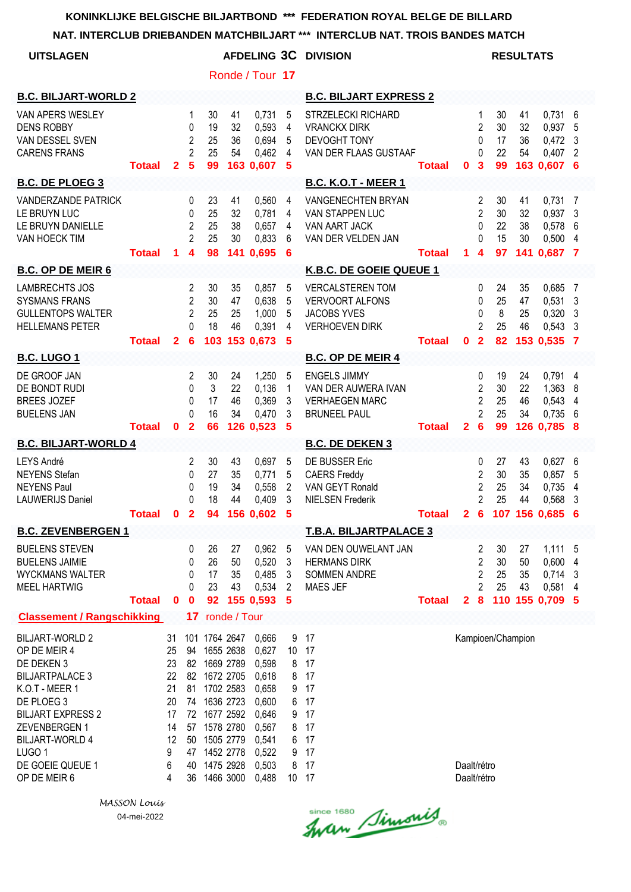**KONINKLIJKE BELGISCHE BILJARTBOND \*\*\* FEDERATION ROYAL BELGE DE BILLARD**

**NAT. INTERCLUB DRIEBANDEN MATCHBILJART \*\*\* INTERCLUB NAT. TROIS BANDES MATCH**

**UITSLAGEN** — **AFDELING 3C DIVISION** — **RESULTATS**

Ronde / Tour **17**

| B.C. BILJART-WORLD 2 | | | | | | | B.C. BILJART EXPRESS 2 | | | | | | |
|---|---|---|---|---|---|---|---|---|---|---|---|---|---|
| VAN APERS WESLEY | | 1 | 30 | 41 | 0,731 | 5 | STRZELECKI RICHARD | | 1 | 30 | 41 | 0,731 | 6 |
| DENS ROBBY | | 0 | 19 | 32 | 0,593 | 4 | VRANCKX DIRK | | 2 | 30 | 32 | 0,937 | 5 |
| VAN DESSEL SVEN | | 2 | 25 | 36 | 0,694 | 5 | DEVOGHT TONY | | 0 | 17 | 36 | 0,472 | 3 |
| CARENS FRANS | | 2 | 25 | 54 | 0,462 | 4 | VAN DER FLAAS GUSTAAF | | 0 | 22 | 54 | 0,407 | 2 |
| **Totaal** | **2** | **5** | **99** | **163** | **0,607** | **5** | **Totaal** | **0** | **3** | **99** | **163** | **0,607** | **6** |

| B.C. DE PLOEG 3 | | | | | | | B.C. K.O.T - MEER 1 | | | | | | |
|---|---|---|---|---|---|---|---|---|---|---|---|---|---|
| VANDERZANDE PATRICK | | 0 | 23 | 41 | 0,560 | 4 | VANGENECHTEN BRYAN | | 2 | 30 | 41 | 0,731 | 7 |
| LE BRUYN LUC | | 0 | 25 | 32 | 0,781 | 4 | VAN STAPPEN LUC | | 2 | 30 | 32 | 0,937 | 3 |
| LE BRUYN DANIELLE | | 2 | 25 | 38 | 0,657 | 4 | VAN AART JACK | | 0 | 22 | 38 | 0,578 | 6 |
| VAN HOECK TIM | | 2 | 25 | 30 | 0,833 | 6 | VAN DER VELDEN JAN | | 0 | 15 | 30 | 0,500 | 4 |
| **Totaal** | **1** | **4** | **98** | **141** | **0,695** | **6** | **Totaal** | **1** | **4** | **97** | **141** | **0,687** | **7** |

| B.C. OP DE MEIR 6 | | | | | | | K.B.C. DE GOEIE QUEUE 1 | | | | | | |
|---|---|---|---|---|---|---|---|---|---|---|---|---|---|
| LAMBRECHTS JOS | | 2 | 30 | 35 | 0,857 | 5 | VERCALSTEREN TOM | | 0 | 24 | 35 | 0,685 | 7 |
| SYSMANS FRANS | | 2 | 30 | 47 | 0,638 | 5 | VERVOORT ALFONS | | 0 | 25 | 47 | 0,531 | 3 |
| GULLENTOPS WALTER | | 2 | 25 | 25 | 1,000 | 5 | JACOBS YVES | | 0 | 8 | 25 | 0,320 | 3 |
| HELLEMANS PETER | | 0 | 18 | 46 | 0,391 | 4 | VERHOEVEN DIRK | | 2 | 25 | 46 | 0,543 | 3 |
| **Totaal** | **2** | **6** | **103** | **153** | **0,673** | **5** | **Totaal** | **0** | **2** | **82** | **153** | **0,535** | **7** |

| B.C. LUGO 1 | | | | | | | B.C. OP DE MEIR 4 | | | | | | |
|---|---|---|---|---|---|---|---|---|---|---|---|---|---|
| DE GROOF JAN | | 2 | 30 | 24 | 1,250 | 5 | ENGELS JIMMY | | 0 | 19 | 24 | 0,791 | 4 |
| DE BONDT RUDI | | 0 | 3 | 22 | 0,136 | 1 | VAN DER AUWERA IVAN | | 2 | 30 | 22 | 1,363 | 8 |
| BREES JOZEF | | 0 | 17 | 46 | 0,369 | 3 | VERHAEGEN MARC | | 2 | 25 | 46 | 0,543 | 4 |
| BUELENS JAN | | 0 | 16 | 34 | 0,470 | 3 | BRUNEEL PAUL | | 2 | 25 | 34 | 0,735 | 6 |
| **Totaal** | **0** | **2** | **66** | **126** | **0,523** | **5** | **Totaal** | **2** | **6** | **99** | **126** | **0,785** | **8** |

| B.C. BILJART-WORLD 4 | | | | | | | B.C. DE DEKEN 3 | | | | | | |
|---|---|---|---|---|---|---|---|---|---|---|---|---|---|
| LEYS André | | 2 | 30 | 43 | 0,697 | 5 | DE BUSSER Eric | | 0 | 27 | 43 | 0,627 | 6 |
| NEYENS Stefan | | 0 | 27 | 35 | 0,771 | 5 | CAERS Freddy | | 2 | 30 | 35 | 0,857 | 5 |
| NEYENS Paul | | 0 | 19 | 34 | 0,558 | 2 | VAN GEYT Ronald | | 2 | 25 | 34 | 0,735 | 4 |
| LAUWERIJS Daniel | | 0 | 18 | 44 | 0,409 | 3 | NIELSEN Frederik | | 2 | 25 | 44 | 0,568 | 3 |
| **Totaal** | **0** | **2** | **94** | **156** | **0,602** | **5** | **Totaal** | **2** | **6** | **107** | **156** | **0,685** | **6** |

| B.C. ZEVENBERGEN 1 | | | | | | | T.B.A. BILJARTPALACE 3 | | | | | | |
|---|---|---|---|---|---|---|---|---|---|---|---|---|---|
| BUELENS STEVEN | | 0 | 26 | 27 | 0,962 | 5 | VAN DEN OUWELANT JAN | | 2 | 30 | 27 | 1,111 | 5 |
| BUELENS JAIMIE | | 0 | 26 | 50 | 0,520 | 3 | HERMANS DIRK | | 2 | 30 | 50 | 0,600 | 4 |
| WYCKMANS WALTER | | 0 | 17 | 35 | 0,485 | 3 | SOMMEN ANDRE | | 2 | 25 | 35 | 0,714 | 3 |
| MEEL HARTWIG | | 0 | 23 | 43 | 0,534 | 2 | MAES JEF | | 2 | 25 | 43 | 0,581 | 4 |
| **Totaal** | **0** | **0** | **92** | **155** | **0,593** | **5** | **Totaal** | **2** | **8** | **110** | **155** | **0,709** | **5** |

**Classement / Rangschikking** — **17** ronde / Tour

| | | | | | | | | |
|---|---|---|---|---|---|---|---|---|
| BILJART-WORLD 2 | 31 | 101 | 1764 | 2647 | 0,666 | 9 | 17 | Kampioen/Champion |
| OP DE MEIR 4 | 25 | 94 | 1655 | 2638 | 0,627 | 10 | 17 | |
| DE DEKEN 3 | 23 | 82 | 1669 | 2789 | 0,598 | 8 | 17 | |
| BILJARTPALACE 3 | 22 | 82 | 1672 | 2705 | 0,618 | 8 | 17 | |
| K.O.T - MEER 1 | 21 | 81 | 1702 | 2583 | 0,658 | 9 | 17 | |
| DE PLOEG 3 | 20 | 74 | 1636 | 2723 | 0,600 | 6 | 17 | |
| BILJART EXPRESS 2 | 17 | 72 | 1677 | 2592 | 0,646 | 9 | 17 | |
| ZEVENBERGEN 1 | 14 | 57 | 1578 | 2780 | 0,567 | 8 | 17 | |
| BILJART-WORLD 4 | 12 | 50 | 1505 | 2779 | 0,541 | 6 | 17 | |
| LUGO 1 | 9 | 47 | 1452 | 2778 | 0,522 | 9 | 17 | |
| DE GOEIE QUEUE 1 | 6 | 40 | 1475 | 2928 | 0,503 | 8 | 17 | Daalt/rétro |
| OP DE MEIR 6 | 4 | 36 | 1466 | 3000 | 0,488 | 10 | 17 | Daalt/rétro |

*MASSON Louis*

04-mei-2022

since 1680 Ivan Simonis®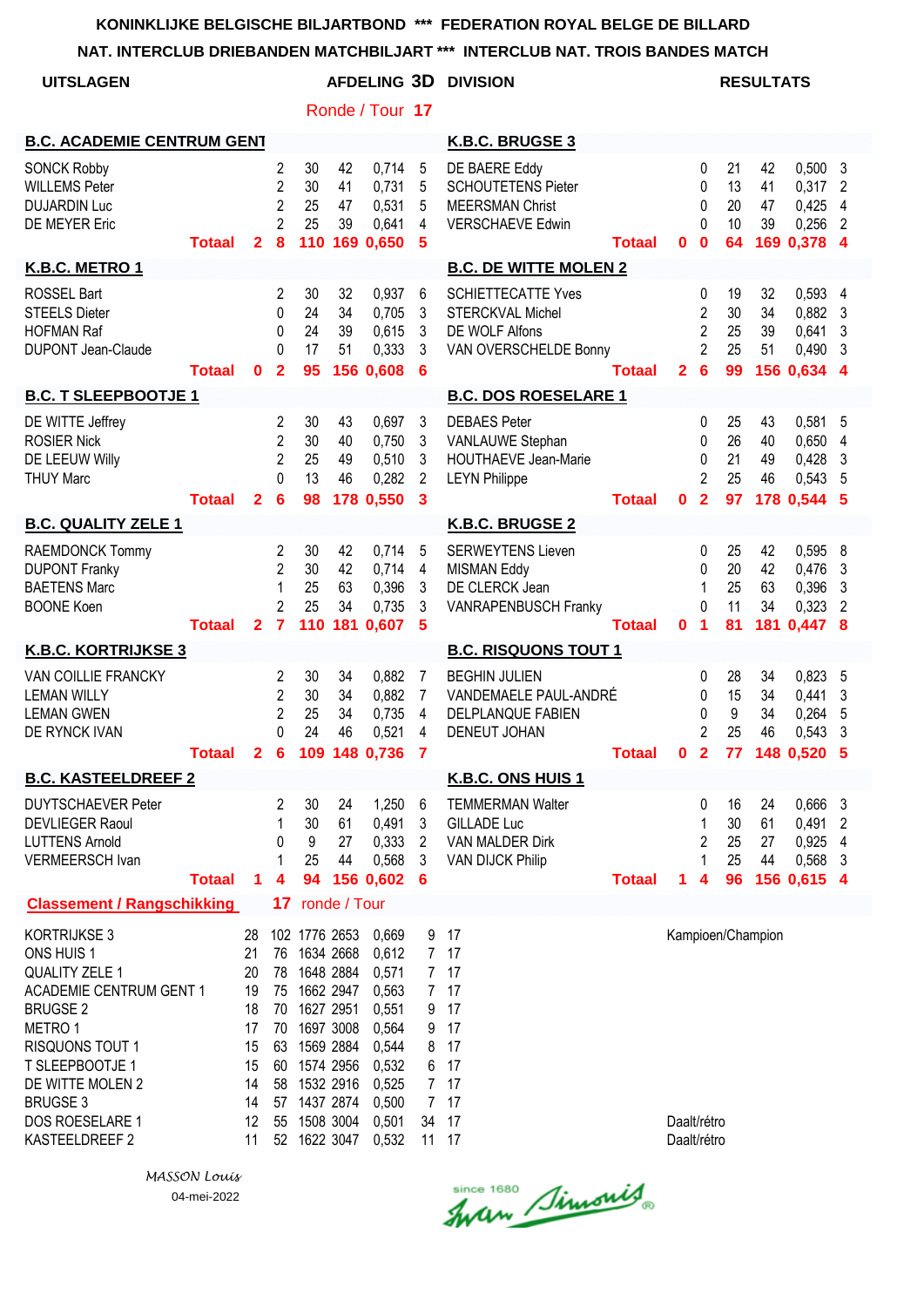**KONINKLIJKE BELGISCHE BILJARTBOND \*\*\* FEDERATION ROYAL BELGE DE BILLARD**

**NAT. INTERCLUB DRIEBANDEN MATCHBILJART \*\*\* INTERCLUB NAT. TROIS BANDES MATCH**

**UITSLAGEN** — **AFDELING 3D DIVISION** — **RESULTATS**

Ronde / Tour **17**

| B.C. ACADEMIE CENTRUM GENT | | | | | | | K.B.C. BRUGGE 3 | | | | | | |
|---|---|---|---|---|---|---|---|---|---|---|---|---|---|
| SONCK Robby | 2 | 30 | 42 | 0,714 | 5 | | DE BAERE Eddy | 0 | 21 | 42 | 0,500 | 3 | |
| WILLEMS Peter | 2 | 30 | 41 | 0,731 | 5 | | SCHOUTETENS Pieter | 0 | 13 | 41 | 0,317 | 2 | |
| DUJARDIN Luc | 2 | 25 | 47 | 0,531 | 5 | | MEERSMAN Christ | 0 | 20 | 47 | 0,425 | 4 | |
| DE MEYER Eric | 2 | 25 | 39 | 0,641 | 4 | | VERSCHAEVE Edwin | 0 | 10 | 39 | 0,256 | 2 | |
| **Totaal 2** | **8** | **110** | **169** | **0,650** | **5** | | **Totaal 0** | **0** | **64** | **169** | **0,378** | **4** | |

| K.B.C. METRO 1 | | | | | | | B.C. DE WITTE MOLEN 2 | | | | | |
|---|---|---|---|---|---|---|---|---|---|---|---|---|
| ROSSEL Bart | 2 | 30 | 32 | 0,937 | 6 | | SCHIETTECATTE Yves | 0 | 19 | 32 | 0,593 | 4 |
| STEELS Dieter | 0 | 24 | 34 | 0,705 | 3 | | STERCKVAL Michel | 2 | 30 | 34 | 0,882 | 3 |
| HOFMAN Raf | 0 | 24 | 39 | 0,615 | 3 | | DE WOLF Alfons | 2 | 25 | 39 | 0,641 | 3 |
| DUPONT Jean-Claude | 0 | 17 | 51 | 0,333 | 3 | | VAN OVERSCHELDE Bonny | 2 | 25 | 51 | 0,490 | 3 |
| **Totaal 0** | **2** | **95** | **156** | **0,608** | **6** | | **Totaal 2** | **6** | **99** | **156** | **0,634** | **4** |

| B.C. T SLEEPBOOTJE 1 | | | | | | | B.C. DOS ROESELARE 1 | | | | | |
|---|---|---|---|---|---|---|---|---|---|---|---|---|
| DE WITTE Jeffrey | 2 | 30 | 43 | 0,697 | 3 | | DEBAES Peter | 0 | 25 | 43 | 0,581 | 5 |
| ROSIER Nick | 2 | 30 | 40 | 0,750 | 3 | | VANLAUWE Stephan | 0 | 26 | 40 | 0,650 | 4 |
| DE LEEUW Willy | 2 | 25 | 49 | 0,510 | 3 | | HOUTHAEVE Jean-Marie | 0 | 21 | 49 | 0,428 | 3 |
| THUY Marc | 0 | 13 | 46 | 0,282 | 2 | | LEYN Philippe | 2 | 25 | 46 | 0,543 | 5 |
| **Totaal 2** | **6** | **98** | **178** | **0,550** | **3** | | **Totaal 0** | **2** | **97** | **178** | **0,544** | **5** |

| B.C. QUALITY ZELE 1 | | | | | | | K.B.C. BRUGGE 2 | | | | | |
|---|---|---|---|---|---|---|---|---|---|---|---|---|
| RAEMDONCK Tommy | 2 | 30 | 42 | 0,714 | 5 | | SERWEYTENS Lieven | 0 | 25 | 42 | 0,595 | 8 |
| DUPONT Franky | 2 | 30 | 42 | 0,714 | 4 | | MISMAN Eddy | 0 | 20 | 42 | 0,476 | 3 |
| BAETENS Marc | 1 | 25 | 63 | 0,396 | 3 | | DE CLERCK Jean | 1 | 25 | 63 | 0,396 | 3 |
| BOONE Koen | 2 | 25 | 34 | 0,735 | 3 | | VANRAPENBUSCH Franky | 0 | 11 | 34 | 0,323 | 2 |
| **Totaal 2** | **7** | **110** | **181** | **0,607** | **5** | | **Totaal 0** | **1** | **81** | **181** | **0,447** | **8** |

| K.B.C. KORTRIJKSE 3 | | | | | | | B.C. RISQUONS TOUT 1 | | | | | |
|---|---|---|---|---|---|---|---|---|---|---|---|---|
| VAN COILLIE FRANCKY | 2 | 30 | 34 | 0,882 | 7 | | BEGHIN JULIEN | 0 | 28 | 34 | 0,823 | 5 |
| LEMAN WILLY | 2 | 30 | 34 | 0,882 | 7 | | VANDEMAELE PAUL-ANDRÉ | 0 | 15 | 34 | 0,441 | 3 |
| LEMAN GWEN | 2 | 25 | 34 | 0,735 | 4 | | DELPLANQUE FABIEN | 0 | 9 | 34 | 0,264 | 5 |
| DE RYNCK IVAN | 0 | 24 | 46 | 0,521 | 4 | | DENEUT JOHAN | 2 | 25 | 46 | 0,543 | 3 |
| **Totaal 2** | **6** | **109** | **148** | **0,736** | **7** | | **Totaal 0** | **2** | **77** | **148** | **0,520** | **5** |

| B.C. KASTEELDREEF 2 | | | | | | | K.B.C. ONS HUIS 1 | | | | | |
|---|---|---|---|---|---|---|---|---|---|---|---|---|
| DUYTSCHAEVER Peter | 2 | 30 | 24 | 1,250 | 6 | | TEMMERMAN Walter | 0 | 16 | 24 | 0,666 | 3 |
| DEVLIEGER Raoul | 1 | 30 | 61 | 0,491 | 3 | | GILLADE Luc | 1 | 30 | 61 | 0,491 | 2 |
| LUTTENS Arnold | 0 | 9 | 27 | 0,333 | 2 | | VAN MALDER Dirk | 2 | 25 | 27 | 0,925 | 4 |
| VERMEERSCH Ivan | 1 | 25 | 44 | 0,568 | 3 | | VAN DIJCK Philip | 1 | 25 | 44 | 0,568 | 3 |
| **Totaal 1** | **4** | **94** | **156** | **0,602** | **6** | | **Totaal 1** | **4** | **96** | **156** | **0,615** | **4** |

**Classement / Rangschikking** — **17** ronde / Tour

| | | | | | | | | |
|---|---|---|---|---|---|---|---|---|
| KORTRIJKSE 3 | 28 | 102 | 1776 | 2653 | 0,669 | 9 | 17 | Kampioen/Champion |
| ONS HUIS 1 | 21 | 76 | 1634 | 2668 | 0,612 | 7 | 17 | |
| QUALITY ZELE 1 | 20 | 78 | 1648 | 2884 | 0,571 | 7 | 17 | |
| ACADEMIE CENTRUM GENT 1 | 19 | 75 | 1662 | 2947 | 0,563 | 7 | 17 | |
| BRUGSE 2 | 18 | 70 | 1627 | 2951 | 0,551 | 9 | 17 | |
| METRO 1 | 17 | 70 | 1697 | 3008 | 0,564 | 9 | 17 | |
| RISQUONS TOUT 1 | 15 | 63 | 1569 | 2884 | 0,544 | 8 | 17 | |
| T SLEEPBOOTJE 1 | 15 | 60 | 1574 | 2956 | 0,532 | 6 | 17 | |
| DE WITTE MOLEN 2 | 14 | 58 | 1532 | 2916 | 0,525 | 7 | 17 | |
| BRUGSE 3 | 14 | 57 | 1437 | 2874 | 0,500 | 7 | 17 | |
| DOS ROESELARE 1 | 12 | 55 | 1508 | 3004 | 0,501 | 34 | 17 | Daalt/rétro |
| KASTEELDREEF 2 | 11 | 52 | 1622 | 3047 | 0,532 | 11 | 17 | Daalt/rétro |

*MASSON Louis*

04-mei-2022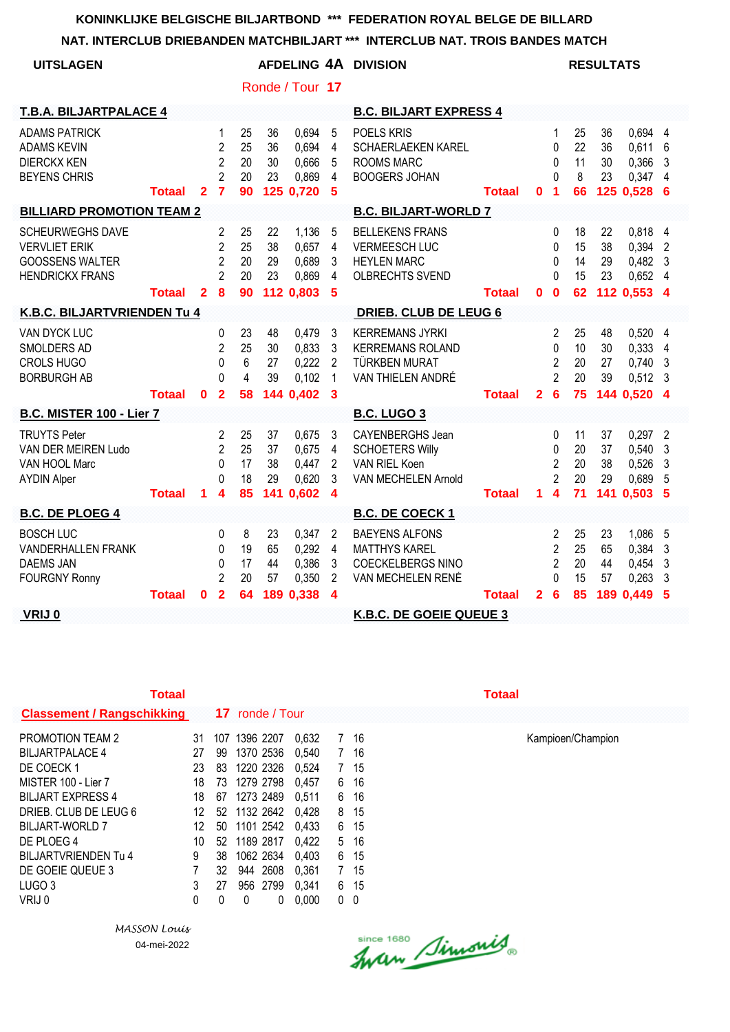**KONINKLIJKE BELGISCHE BILJARTBOND \*\*\* FEDERATION ROYAL BELGE DE BILLARD**

**NAT. INTERCLUB DRIEBANDEN MATCHBILJART \*\*\* INTERCLUB NAT. TROIS BANDES MATCH**

**UITSLAGEN** **AFDELING 4A DIVISION** **RESULTATS**

Ronde / Tour **17**

| T.B.A. BILJARTPALACE 4 | | | | | | | | B.C. BILJART EXPRESS 4 | | | | | | | |
|---|---|---|---|---|---|---|---|---|---|---|---|---|---|---|---|
| ADAMS PATRICK | | 1 | 25 | 36 | 0,694 | 5 | | POELS KRIS | | 1 | 25 | 36 | 0,694 | 4 | |
| ADAMS KEVIN | | 2 | 25 | 36 | 0,694 | 4 | | SCHAERLAEKEN KAREL | | 0 | 22 | 36 | 0,611 | 6 | |
| DIERCKX KEN | | 2 | 20 | 30 | 0,666 | 5 | | ROOMS MARC | | 0 | 11 | 30 | 0,366 | 3 | |
| BEYENS CHRIS | | 2 | 20 | 23 | 0,869 | 4 | | BOOGERS JOHAN | | 0 | 8 | 23 | 0,347 | 4 | |
| **Totaal** | **2** | **7** | **90** | **125** | **0,720** | **5** | | **Totaal** | **0** | **1** | **66** | **125** | **0,528** | **6** | |

| BILLIARD PROMOTION TEAM 2 | | | | | | | | B.C. BILJART-WORLD 7 | | | | | | | |
|---|---|---|---|---|---|---|---|---|---|---|---|---|---|---|---|
| SCHEURWEGHS DAVE | | 2 | 25 | 22 | 1,136 | 5 | | BELLEKENS FRANS | | 0 | 18 | 22 | 0,818 | 4 | |
| VERVLIET ERIK | | 2 | 25 | 38 | 0,657 | 4 | | VERMEESCH LUC | | 0 | 15 | 38 | 0,394 | 2 | |
| GOOSSENS WALTER | | 2 | 20 | 29 | 0,689 | 3 | | HEYLEN MARC | | 0 | 14 | 29 | 0,482 | 3 | |
| HENDRICKX FRANS | | 2 | 20 | 23 | 0,869 | 4 | | OLBRECHTS SVEND | | 0 | 15 | 23 | 0,652 | 4 | |
| **Totaal** | **2** | **8** | **90** | **112** | **0,803** | **5** | | **Totaal** | **0** | **0** | **62** | **112** | **0,553** | **4** | |

| K.B.C. BILJARTVRIENDEN Tu 4 | | | | | | | | DRIEB. CLUB DE LEUG 6 | | | | | | | |
|---|---|---|---|---|---|---|---|---|---|---|---|---|---|---|---|
| VAN DYCK LUC | | 0 | 23 | 48 | 0,479 | 3 | | KERREMANS JYRKI | | 2 | 25 | 48 | 0,520 | 4 | |
| SMOLDERS AD | | 2 | 25 | 30 | 0,833 | 3 | | KERREMANS ROLAND | | 0 | 10 | 30 | 0,333 | 4 | |
| CROLS HUGO | | 0 | 6 | 27 | 0,222 | 2 | | TÜRKBEN MURAT | | 2 | 20 | 27 | 0,740 | 3 | |
| BORBURGH AB | | 0 | 4 | 39 | 0,102 | 1 | | VAN THIELEN ANDRÉ | | 2 | 20 | 39 | 0,512 | 3 | |
| **Totaal** | **0** | **2** | **58** | **144** | **0,402** | **3** | | **Totaal** | **2** | **6** | **75** | **144** | **0,520** | **4** | |

| B.C. MISTER 100 - Lier 7 | | | | | | | | B.C. LUGO 3 | | | | | | | |
|---|---|---|---|---|---|---|---|---|---|---|---|---|---|---|---|
| TRUYTS Peter | | 2 | 25 | 37 | 0,675 | 3 | | CAYENBERGHS Jean | | 0 | 11 | 37 | 0,297 | 2 | |
| VAN DER MEIREN Ludo | | 2 | 25 | 37 | 0,675 | 4 | | SCHOETERS Willy | | 0 | 20 | 37 | 0,540 | 3 | |
| VAN HOOL Marc | | 0 | 17 | 38 | 0,447 | 2 | | VAN RIEL Koen | | 2 | 20 | 38 | 0,526 | 3 | |
| AYDIN Alper | | 0 | 18 | 29 | 0,620 | 3 | | VAN MECHELEN Arnold | | 2 | 20 | 29 | 0,689 | 5 | |
| **Totaal** | **1** | **4** | **85** | **141** | **0,602** | **4** | | **Totaal** | **1** | **4** | **71** | **141** | **0,503** | **5** | |

| B.C. DE PLOEG 4 | | | | | | | | B.C. DE COECK 1 | | | | | | | |
|---|---|---|---|---|---|---|---|---|---|---|---|---|---|---|---|
| BOSCH LUC | | 0 | 8 | 23 | 0,347 | 2 | | BAEYENS ALFONS | | 2 | 25 | 23 | 1,086 | 5 | |
| VANDERHALLEN FRANK | | 0 | 19 | 65 | 0,292 | 4 | | MATTHYS KAREL | | 2 | 25 | 65 | 0,384 | 3 | |
| DAEMS JAN | | 0 | 17 | 44 | 0,386 | 3 | | COECKELBERGS NINO | | 2 | 20 | 44 | 0,454 | 3 | |
| FOURGNY Ronny | | 2 | 20 | 57 | 0,350 | 2 | | VAN MECHELEN RENÉ | | 0 | 15 | 57 | 0,263 | 3 | |
| **Totaal** | **0** | **2** | **64** | **189** | **0,338** | **4** | | **Totaal** | **2** | **6** | **85** | **189** | **0,449** | **5** | |

**VRIJ 0** — **K.B.C. DE GOEIE QUEUE 3**

**Classement / Rangschikking** **17** ronde / Tour

| Team | | | | | | | |
|---|---|---|---|---|---|---|---|
| PROMOTION TEAM 2 | 31 | 107 | 1396 | 2207 | 0,632 | 7 | 16 |
| BILJARTPALACE 4 | 27 | 99 | 1370 | 2536 | 0,540 | 7 | 16 |
| DE COECK 1 | 23 | 83 | 1220 | 2326 | 0,524 | 7 | 15 |
| MISTER 100 - Lier 7 | 18 | 73 | 1279 | 2798 | 0,457 | 6 | 16 |
| BILJART EXPRESS 4 | 18 | 67 | 1273 | 2489 | 0,511 | 6 | 16 |
| DRIEB. CLUB DE LEUG 6 | 12 | 52 | 1132 | 2642 | 0,428 | 8 | 15 |
| BILJART-WORLD 7 | 12 | 50 | 1101 | 2542 | 0,433 | 6 | 15 |
| DE PLOEG 4 | 10 | 52 | 1189 | 2817 | 0,422 | 5 | 16 |
| BILJARTVRIENDEN Tu 4 | 9 | 38 | 1062 | 2634 | 0,403 | 6 | 15 |
| DE GOEIE QUEUE 3 | 7 | 32 | 944 | 2608 | 0,361 | 7 | 15 |
| LUGO 3 | 3 | 27 | 956 | 2799 | 0,341 | 6 | 15 |
| VRIJ 0 | 0 | 0 | 0 | 0 | 0,000 | 0 | 0 |

Kampioen/Champion

*MASSON Louis*
04-mei-2022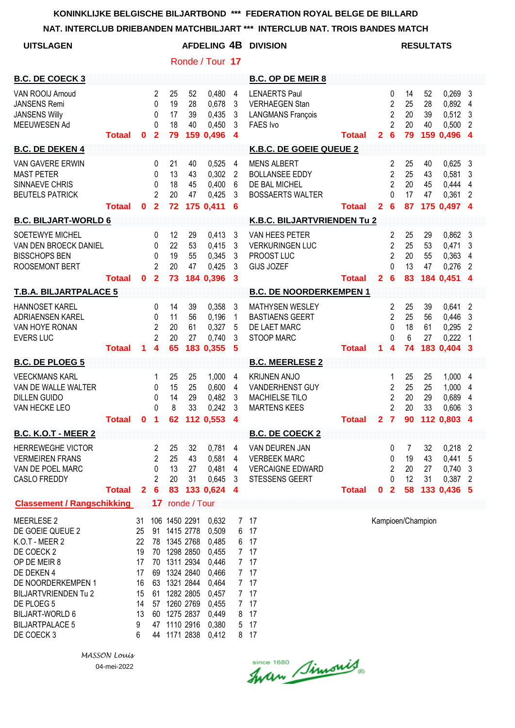**KONINKLIJKE BELGISCHE BILJARTBOND *** FEDERATION ROYAL BELGE DE BILLARD**

**NAT. INTERCLUB DRIEBANDEN MATCHBILJART *** INTERCLUB NAT. TROIS BANDES MATCH**

**UITSLAGEN** — **AFDELING 4B DIVISION** — **RESULTATS**

Ronde / Tour **17**

| B.C. DE COECK 3 | | | | | | | | B.C. OP DE MEIR 8 | | | | | | | |
|---|---|---|---|---|---|---|---|---|---|---|---|---|---|---|---|
| VAN ROOIJ Arnoud | | 2 | 25 | 52 | 0,480 | 4 | | LENAERTS Paul | | 0 | 14 | 52 | 0,269 | 3 | |
| JANSENS Remi | | 0 | 19 | 28 | 0,678 | 3 | | VERHAEGEN Stan | | 2 | 25 | 28 | 0,892 | 4 | |
| JANSENS Willy | | 0 | 17 | 39 | 0,435 | 3 | | LANGMANS François | | 2 | 20 | 39 | 0,512 | 3 | |
| MEEUWESEN Ad | | 0 | 18 | 40 | 0,450 | 3 | | FAES Ivo | | 2 | 20 | 40 | 0,500 | 2 | |
| **Totaal** | **0** | **2** | **79** | **159** | **0,496** | **4** | | **Totaal** | **2** | **6** | **79** | **159** | **0,496** | **4** | |

| B.C. DE DEKEN 4 | | | | | | | | K.B.C. DE GOEIE QUEUE 2 | | | | | | | |
|---|---|---|---|---|---|---|---|---|---|---|---|---|---|---|---|
| VAN GAVERE ERWIN | | 0 | 21 | 40 | 0,525 | 4 | | MENS ALBERT | | 2 | 25 | 40 | 0,625 | 3 | |
| MAST PETER | | 0 | 13 | 43 | 0,302 | 2 | | BOLLANSEE EDDY | | 2 | 25 | 43 | 0,581 | 3 | |
| SINNAEVE CHRIS | | 0 | 18 | 45 | 0,400 | 6 | | DE BAL MICHEL | | 2 | 20 | 45 | 0,444 | 4 | |
| BEUTELS PATRICK | | 2 | 20 | 47 | 0,425 | 3 | | BOSSAERTS WALTER | | 0 | 17 | 47 | 0,361 | 2 | |
| **Totaal** | **0** | **2** | **72** | **175** | **0,411** | **6** | | **Totaal** | **2** | **6** | **87** | **175** | **0,497** | **4** | |

| B.C. BILJART-WORLD 6 | | | | | | | | K.B.C. BILJARTVRIENDEN Tu 2 | | | | | | | |
|---|---|---|---|---|---|---|---|---|---|---|---|---|---|---|---|
| SOETEWEY MICHEL | | 0 | 12 | 29 | 0,413 | 3 | | VAN HEES PETER | | 2 | 25 | 29 | 0,862 | 3 | |
| VAN DEN BROECK DANIEL | | 0 | 22 | 53 | 0,415 | 3 | | VERKURINGEN LUC | | 2 | 25 | 53 | 0,471 | 3 | |
| BISSCHOPS BEN | | 0 | 19 | 55 | 0,345 | 3 | | PROOST LUC | | 2 | 20 | 55 | 0,363 | 4 | |
| ROOSEMONT BERT | | 2 | 20 | 47 | 0,425 | 3 | | GIJS JOZEF | | 0 | 13 | 47 | 0,276 | 2 | |
| **Totaal** | **0** | **2** | **73** | **184** | **0,396** | **3** | | **Totaal** | **2** | **6** | **83** | **184** | **0,451** | **4** | |

| T.B.A. BILJARTPALACE 5 | | | | | | | | B.C. DE NOORDERKEMPEN 1 | | | | | | | |
|---|---|---|---|---|---|---|---|---|---|---|---|---|---|---|---|
| HANNOSET KAREL | | 0 | 14 | 39 | 0,358 | 3 | | MATHYSEN WESLEY | | 2 | 25 | 39 | 0,641 | 2 | |
| ADRIAENSEN KAREL | | 0 | 11 | 56 | 0,196 | 1 | | BASTIAENS GEERT | | 2 | 25 | 56 | 0,446 | 3 | |
| VAN HOYE RONAN | | 2 | 20 | 61 | 0,327 | 5 | | DE LAET MARC | | 0 | 18 | 61 | 0,295 | 2 | |
| EVERS LUC | | 2 | 20 | 27 | 0,740 | 3 | | STOOP MARC | | 0 | 6 | 27 | 0,222 | 1 | |
| **Totaal** | **1** | **4** | **65** | **183** | **0,355** | **5** | | **Totaal** | **1** | **4** | **74** | **183** | **0,404** | **3** | |

| B.C. DE PLOEG 5 | | | | | | | | B.C. MEERLESE 2 | | | | | | | |
|---|---|---|---|---|---|---|---|---|---|---|---|---|---|---|---|
| VEECKMANS KARL | | 1 | 25 | 25 | 1,000 | 4 | | KRIJNEN ANJO | | 1 | 25 | 25 | 1,000 | 4 | |
| VAN DE WALLE WALTER | | 0 | 15 | 25 | 0,600 | 4 | | VANDERHENST GUY | | 2 | 25 | 25 | 1,000 | 4 | |
| DILLEN GUIDO | | 0 | 14 | 29 | 0,482 | 3 | | MACHIELSE TILO | | 2 | 20 | 29 | 0,689 | 4 | |
| VAN HECKE LEO | | 0 | 8 | 33 | 0,242 | 3 | | MARTENS KEES | | 2 | 20 | 33 | 0,606 | 3 | |
| **Totaal** | **0** | **1** | **62** | **112** | **0,553** | **4** | | **Totaal** | **2** | **7** | **90** | **112** | **0,803** | **4** | |

| B.C. K.O.T - MEER 2 | | | | | | | | B.C. DE COECK 2 | | | | | | | |
|---|---|---|---|---|---|---|---|---|---|---|---|---|---|---|---|
| HERREWEGHE VICTOR | | 2 | 25 | 32 | 0,781 | 4 | | VAN DEUREN JAN | | 0 | 7 | 32 | 0,218 | 2 | |
| VERMEIREN FRANS | | 2 | 25 | 43 | 0,581 | 4 | | VERBEEK MARC | | 0 | 19 | 43 | 0,441 | 5 | |
| VAN DE POEL MARC | | 0 | 13 | 27 | 0,481 | 4 | | VERCAIGNE EDWARD | | 2 | 20 | 27 | 0,740 | 3 | |
| CASLO FREDDY | | 2 | 20 | 31 | 0,645 | 3 | | STESSENS GEERT | | 0 | 12 | 31 | 0,387 | 2 | |
| **Totaal** | **2** | **6** | **83** | **133** | **0,624** | **4** | | **Totaal** | **0** | **2** | **58** | **133** | **0,436** | **5** | |

**Classement / Rangschikking** — **17** ronde / Tour

| | | | | | | | | |
|---|---|---|---|---|---|---|---|---|
| MEERLESE 2 | 31 | 106 | 1450 | 2291 | 0,632 | 7 | 17 | Kampioen/Champion |
| DE GOEIE QUEUE 2 | 25 | 91 | 1415 | 2778 | 0,509 | 6 | 17 | |
| K.O.T - MEER 2 | 22 | 78 | 1345 | 2768 | 0,485 | 6 | 17 | |
| DE COECK 2 | 19 | 70 | 1298 | 2850 | 0,455 | 7 | 17 | |
| OP DE MEIR 8 | 17 | 70 | 1311 | 2934 | 0,446 | 7 | 17 | |
| DE DEKEN 4 | 17 | 69 | 1324 | 2840 | 0,466 | 7 | 17 | |
| DE NOORDERKEMPEN 1 | 16 | 63 | 1321 | 2844 | 0,464 | 7 | 17 | |
| BILJARTVRIENDEN Tu 2 | 15 | 61 | 1282 | 2805 | 0,457 | 7 | 17 | |
| DE PLOEG 5 | 14 | 57 | 1260 | 2769 | 0,455 | 7 | 17 | |
| BILJART-WORLD 6 | 13 | 60 | 1275 | 2837 | 0,449 | 8 | 17 | |
| BILJARTPALACE 5 | 9 | 47 | 1110 | 2916 | 0,380 | 5 | 17 | |
| DE COECK 3 | 6 | 44 | 1171 | 2838 | 0,412 | 8 | 17 | |

*MASSON Louis*

04-mei-2022

since 1680 Iwan Simonis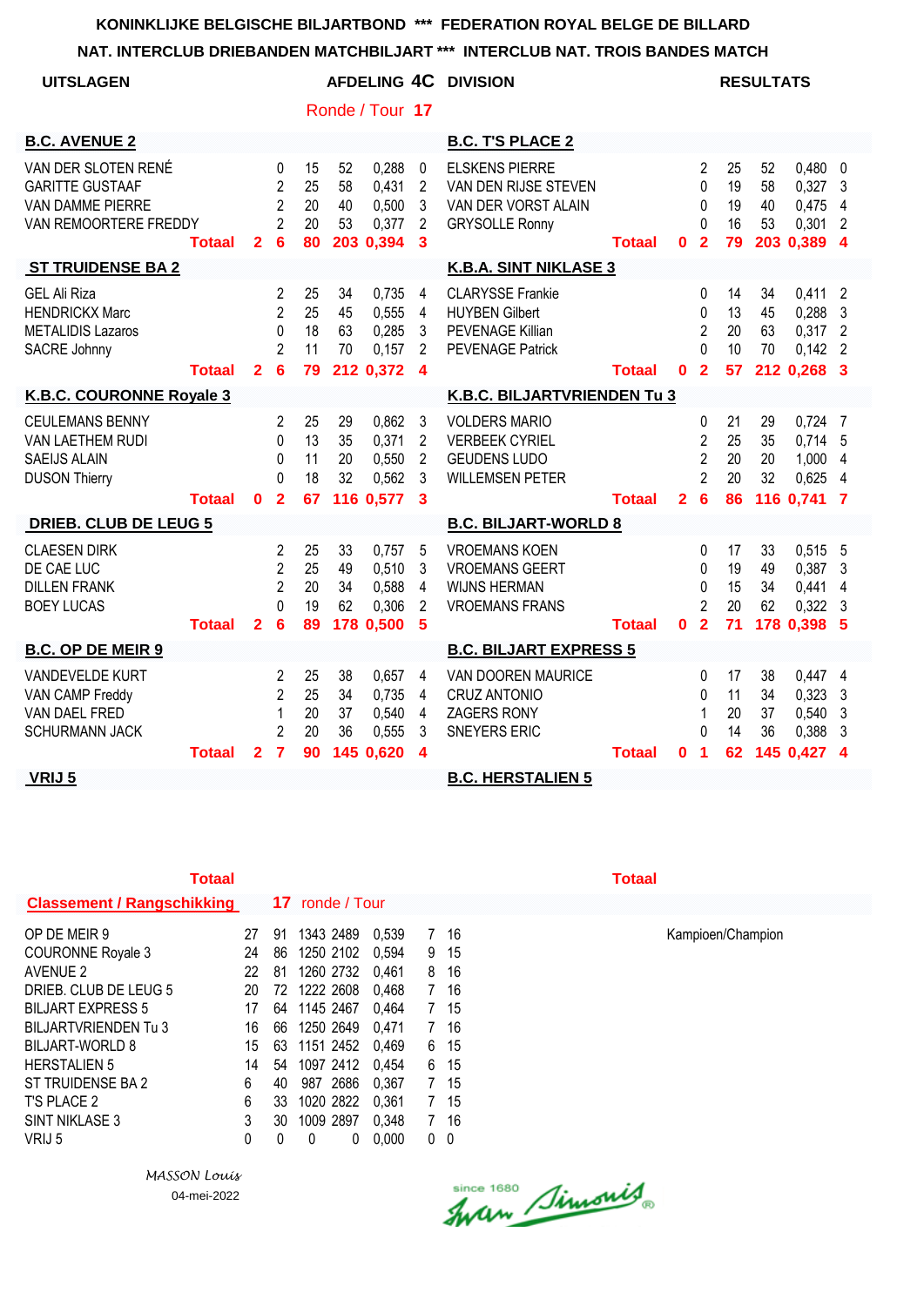**KONINKLIJKE BELGISCHE BILJARTBOND \*\*\* FEDERATION ROYAL BELGE DE BILLARD**

**NAT. INTERCLUB DRIEBANDEN MATCHBILJART \*\*\* INTERCLUB NAT. TROIS BANDES MATCH**

**UITSLAGEN** **AFDELING 4C DIVISION** **RESULTATS**

Ronde / Tour **17**

| B.C. AVENUE 2 | | | | | | | B.C. T'S PLACE 2 | | | | | | |
|---|---|---|---|---|---|---|---|---|---|---|---|---|---|
| VAN DER SLOTEN RENÉ | 0 | 15 | 52 | 0,288 | 0 | | ELSKENS PIERRE | 2 | 25 | 52 | 0,480 | 0 | |
| GARITTE GUSTAAF | 2 | 25 | 58 | 0,431 | 2 | | VAN DEN RIJSE STEVEN | 0 | 19 | 58 | 0,327 | 3 | |
| VAN DAMME PIERRE | 2 | 20 | 40 | 0,500 | 3 | | VAN DER VORST ALAIN | 0 | 19 | 40 | 0,475 | 4 | |
| VAN REMOORTERE FREDDY | 2 | 20 | 53 | 0,377 | 2 | | GRYSOLLE Ronny | 0 | 16 | 53 | 0,301 | 2 | |
| **Totaal 2** | **6** | **80** | **203** | **0,394** | **3** | | **Totaal 0** | **2** | **79** | **203** | **0,389** | **4** | |

| ST TRUIDENSE BA 2 | | | | | | K.B.A. SINT NIKLASE 3 | | | | | |
|---|---|---|---|---|---|---|---|---|---|---|---|
| GEL Ali Riza | 2 | 25 | 34 | 0,735 | 4 | CLARYSSE Frankie | 0 | 14 | 34 | 0,411 | 2 |
| HENDRICKX Marc | 2 | 25 | 45 | 0,555 | 4 | HUYBEN Gilbert | 0 | 13 | 45 | 0,288 | 3 |
| METALIDIS Lazaros | 0 | 18 | 63 | 0,285 | 3 | PEVENAGE Killian | 2 | 20 | 63 | 0,317 | 2 |
| SACRE Johnny | 2 | 11 | 70 | 0,157 | 2 | PEVENAGE Patrick | 0 | 10 | 70 | 0,142 | 2 |
| **Totaal 2** | **6** | **79** | **212** | **0,372** | **4** | **Totaal 0** | **2** | **57** | **212** | **0,268** | **3** |

| K.B.C. COURONNE Royale 3 | | | | | | K.B.C. BILJARTVRIENDEN Tu 3 | | | | | |
|---|---|---|---|---|---|---|---|---|---|---|---|
| CEULEMANS BENNY | 2 | 25 | 29 | 0,862 | 3 | VOLDERS MARIO | 0 | 21 | 29 | 0,724 | 7 |
| VAN LAETHEM RUDI | 0 | 13 | 35 | 0,371 | 2 | VERBEEK CYRIEL | 2 | 25 | 35 | 0,714 | 5 |
| SAEIJS ALAIN | 0 | 11 | 20 | 0,550 | 2 | GEUDENS LUDO | 2 | 20 | 20 | 1,000 | 4 |
| DUSON Thierry | 0 | 18 | 32 | 0,562 | 3 | WILLEMSEN PETER | 2 | 20 | 32 | 0,625 | 4 |
| **Totaal 0** | **2** | **67** | **116** | **0,577** | **3** | **Totaal 2** | **6** | **86** | **116** | **0,741** | **7** |

| DRIEB. CLUB DE LEUG 5 | | | | | | B.C. BILJART-WORLD 8 | | | | | |
|---|---|---|---|---|---|---|---|---|---|---|---|
| CLAESEN DIRK | 2 | 25 | 33 | 0,757 | 5 | VROEMANS KOEN | 0 | 17 | 33 | 0,515 | 5 |
| DE CAE LUC | 2 | 25 | 49 | 0,510 | 3 | VROEMANS GEERT | 0 | 19 | 49 | 0,387 | 3 |
| DILLEN FRANK | 2 | 20 | 34 | 0,588 | 4 | WIJNS HERMAN | 0 | 15 | 34 | 0,441 | 4 |
| BOEY LUCAS | 0 | 19 | 62 | 0,306 | 2 | VROEMANS FRANS | 2 | 20 | 62 | 0,322 | 3 |
| **Totaal 2** | **6** | **89** | **178** | **0,500** | **5** | **Totaal 0** | **2** | **71** | **178** | **0,398** | **5** |

| B.C. OP DE MEIR 9 | | | | | | B.C. BILJART EXPRESS 5 | | | | | |
|---|---|---|---|---|---|---|---|---|---|---|---|
| VANDEVELDE KURT | 2 | 25 | 38 | 0,657 | 4 | VAN DOOREN MAURICE | 0 | 17 | 38 | 0,447 | 4 |
| VAN CAMP Freddy | 2 | 25 | 34 | 0,735 | 4 | CRUZ ANTONIO | 0 | 11 | 34 | 0,323 | 3 |
| VAN DAEL FRED | 1 | 20 | 37 | 0,540 | 4 | ZAGERS RONY | 1 | 20 | 37 | 0,540 | 3 |
| SCHURMANN JACK | 2 | 20 | 36 | 0,555 | 3 | SNEYERS ERIC | 0 | 14 | 36 | 0,388 | 3 |
| **Totaal 2** | **7** | **90** | **145** | **0,620** | **4** | **Totaal 0** | **1** | **62** | **145** | **0,427** | **4** |

**VRIJ 5** — **B.C. HERSTALIEN 5**

**Classement / Rangschikking** **17** ronde / Tour

| | | | | | | | | |
|---|---|---|---|---|---|---|---|---|
| OP DE MEIR 9 | 27 | 91 | 1343 | 2489 | 0,539 | 7 | 16 | Kampioen/Champion |
| COURONNE Royale 3 | 24 | 86 | 1250 | 2102 | 0,594 | 9 | 15 | |
| AVENUE 2 | 22 | 81 | 1260 | 2732 | 0,461 | 8 | 16 | |
| DRIEB. CLUB DE LEUG 5 | 20 | 72 | 1222 | 2608 | 0,468 | 7 | 16 | |
| BILJART EXPRESS 5 | 17 | 64 | 1145 | 2467 | 0,464 | 7 | 15 | |
| BILJARTVRIENDEN Tu 3 | 16 | 66 | 1250 | 2649 | 0,471 | 7 | 16 | |
| BILJART-WORLD 8 | 15 | 63 | 1151 | 2452 | 0,469 | 6 | 15 | |
| HERSTALIEN 5 | 14 | 54 | 1097 | 2412 | 0,454 | 6 | 15 | |
| ST TRUIDENSE BA 2 | 6 | 40 | 987 | 2686 | 0,367 | 7 | 15 | |
| T'S PLACE 2 | 6 | 33 | 1020 | 2822 | 0,361 | 7 | 15 | |
| SINT NIKLASE 3 | 3 | 30 | 1009 | 2897 | 0,348 | 7 | 16 | |
| VRIJ 5 | 0 | 0 | 0 | 0 | 0,000 | 0 | 0 | |

*MASSON Louis*
04-mei-2022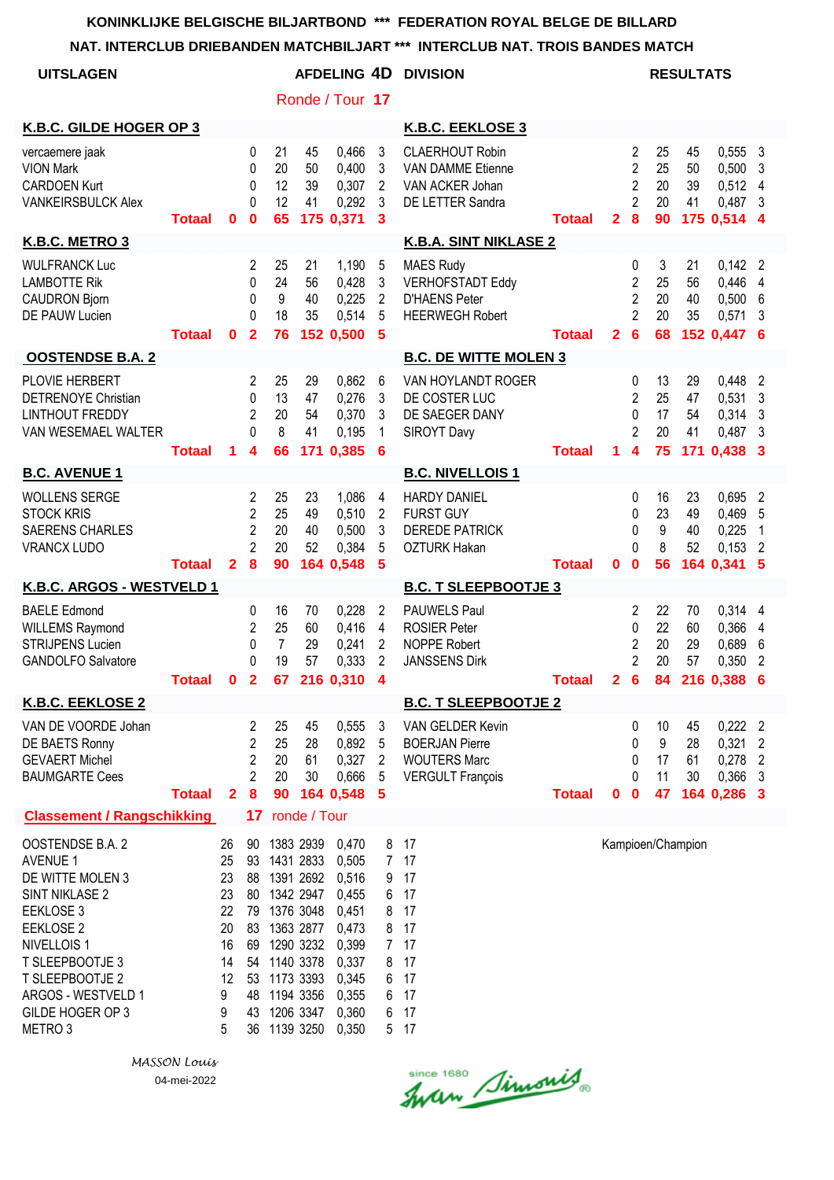**KONINKLIJKE BELGISCHE BILJARTBOND \*\*\* FEDERATION ROYAL BELGE DE BILLARD**

**NAT. INTERCLUB DRIEBANDEN MATCHBILJART \*\*\* INTERCLUB NAT. TROIS BANDES MATCH**

**UITSLAGEN** — **AFDELING 4D DIVISION** — **RESULTATS**

Ronde / Tour **17**

| K.B.C. GILDE HOGER OP 3 | | | | | | | K.B.C. EEKLOSE 3 | | | | | | |
|---|---|---|---|---|---|---|---|---|---|---|---|---|---|
| vercaemere jaak | | 0 | 21 | 45 | 0,466 | 3 | CLAERHOUT Robin | | 2 | 25 | 45 | 0,555 | 3 |
| VION Mark | | 0 | 20 | 50 | 0,400 | 3 | VAN DAMME Etienne | | 2 | 25 | 50 | 0,500 | 3 |
| CARDOEN Kurt | | 0 | 12 | 39 | 0,307 | 2 | VAN ACKER Johan | | 2 | 20 | 39 | 0,512 | 4 |
| VANKEIRSBULCK Alex | | 0 | 12 | 41 | 0,292 | 3 | DE LETTER Sandra | | 2 | 20 | 41 | 0,487 | 3 |
| **Totaal** | **0** | **0** | **65** | **175** | **0,371** | **3** | **Totaal** | **2** | **8** | **90** | **175** | **0,514** | **4** |

| K.B.C. METRO 3 | | | | | | | K.B.A. SINT NIKLASE 2 | | | | | | |
|---|---|---|---|---|---|---|---|---|---|---|---|---|---|
| WULFRANCK Luc | | 2 | 25 | 21 | 1,190 | 5 | MAES Rudy | | 0 | 3 | 21 | 0,142 | 2 |
| LAMBOTTE Rik | | 0 | 24 | 56 | 0,428 | 3 | VERHOFSTADT Eddy | | 2 | 25 | 56 | 0,446 | 4 |
| CAUDRON Bjorn | | 0 | 9 | 40 | 0,225 | 2 | D'HAENS Peter | | 2 | 20 | 40 | 0,500 | 6 |
| DE PAUW Lucien | | 0 | 18 | 35 | 0,514 | 5 | HEERWEGH Robert | | 2 | 20 | 35 | 0,571 | 3 |
| **Totaal** | **0** | **2** | **76** | **152** | **0,500** | **5** | **Totaal** | **2** | **6** | **68** | **152** | **0,447** | **6** |

| OOSTENDSE B.A. 2 | | | | | | | B.C. DE WITTE MOLEN 3 | | | | | | |
|---|---|---|---|---|---|---|---|---|---|---|---|---|---|
| PLOVIE HERBERT | | 2 | 25 | 29 | 0,862 | 6 | VAN HOYLANDT ROGER | | 0 | 13 | 29 | 0,448 | 2 |
| DETRENOYE Christian | | 0 | 13 | 47 | 0,276 | 3 | DE COSTER LUC | | 2 | 25 | 47 | 0,531 | 3 |
| LINTHOUT FREDDY | | 2 | 20 | 54 | 0,370 | 3 | DE SAEGER DANY | | 0 | 17 | 54 | 0,314 | 3 |
| VAN WESEMAEL WALTER | | 0 | 8 | 41 | 0,195 | 1 | SIROYT Davy | | 2 | 20 | 41 | 0,487 | 3 |
| **Totaal** | **1** | **4** | **66** | **171** | **0,385** | **6** | **Totaal** | **1** | **4** | **75** | **171** | **0,438** | **3** |

| B.C. AVENUE 1 | | | | | | | B.C. NIVELLOIS 1 | | | | | | |
|---|---|---|---|---|---|---|---|---|---|---|---|---|---|
| WOLLENS SERGE | | 2 | 25 | 23 | 1,086 | 4 | HARDY DANIEL | | 0 | 16 | 23 | 0,695 | 2 |
| STOCK KRIS | | 2 | 25 | 49 | 0,510 | 2 | FURST GUY | | 0 | 23 | 49 | 0,469 | 5 |
| SAERENS CHARLES | | 2 | 20 | 40 | 0,500 | 3 | DEREDE PATRICK | | 0 | 9 | 40 | 0,225 | 1 |
| VRANCX LUDO | | 2 | 20 | 52 | 0,384 | 5 | OZTURK Hakan | | 0 | 8 | 52 | 0,153 | 2 |
| **Totaal** | **2** | **8** | **90** | **164** | **0,548** | **5** | **Totaal** | **0** | **0** | **56** | **164** | **0,341** | **5** |

| K.B.C. ARGOS - WESTVELD 1 | | | | | | | B.C. T SLEEPBOOTJE 3 | | | | | | |
|---|---|---|---|---|---|---|---|---|---|---|---|---|---|
| BAELE Edmond | | 0 | 16 | 70 | 0,228 | 2 | PAUWELS Paul | | 2 | 22 | 70 | 0,314 | 4 |
| WILLEMS Raymond | | 2 | 25 | 60 | 0,416 | 4 | ROSIER Peter | | 0 | 22 | 60 | 0,366 | 4 |
| STRIJPENS Lucien | | 0 | 7 | 29 | 0,241 | 2 | NOPPE Robert | | 2 | 20 | 29 | 0,689 | 6 |
| GANDOLFO Salvatore | | 0 | 19 | 57 | 0,333 | 2 | JANSSENS Dirk | | 2 | 20 | 57 | 0,350 | 2 |
| **Totaal** | **0** | **2** | **67** | **216** | **0,310** | **4** | **Totaal** | **2** | **6** | **84** | **216** | **0,388** | **6** |

| K.B.C. EEKLOSE 2 | | | | | | | B.C. T SLEEPBOOTJE 2 | | | | | | |
|---|---|---|---|---|---|---|---|---|---|---|---|---|---|
| VAN DE VOORDE Johan | | 2 | 25 | 45 | 0,555 | 3 | VAN GELDER Kevin | | 0 | 10 | 45 | 0,222 | 2 |
| DE BAETS Ronny | | 2 | 25 | 28 | 0,892 | 5 | BOERJAN Pierre | | 0 | 9 | 28 | 0,321 | 2 |
| GEVAERT Michel | | 2 | 20 | 61 | 0,327 | 2 | WOUTERS Marc | | 0 | 17 | 61 | 0,278 | 2 |
| BAUMGARTE Cees | | 2 | 20 | 30 | 0,666 | 5 | VERGULT François | | 0 | 11 | 30 | 0,366 | 3 |
| **Totaal** | **2** | **8** | **90** | **164** | **0,548** | **5** | **Totaal** | **0** | **0** | **47** | **164** | **0,286** | **3** |

**Classement / Rangschikking** — **17** ronde / Tour

| | | | | | | | | |
|---|---|---|---|---|---|---|---|---|
| OOSTENDSE B.A. 2 | 26 | 90 | 1383 | 2939 | 0,470 | 8 | 17 | Kampioen/Champion |
| AVENUE 1 | 25 | 93 | 1431 | 2833 | 0,505 | 7 | 17 | |
| DE WITTE MOLEN 3 | 23 | 88 | 1391 | 2692 | 0,516 | 9 | 17 | |
| SINT NIKLASE 2 | 23 | 80 | 1342 | 2947 | 0,455 | 6 | 17 | |
| EEKLOSE 3 | 22 | 79 | 1376 | 3048 | 0,451 | 8 | 17 | |
| EEKLOSE 2 | 20 | 83 | 1363 | 2877 | 0,473 | 8 | 17 | |
| NIVELLOIS 1 | 16 | 69 | 1290 | 3232 | 0,399 | 7 | 17 | |
| T SLEEPBOOTJE 3 | 14 | 54 | 1140 | 3378 | 0,337 | 8 | 17 | |
| T SLEEPBOOTJE 2 | 12 | 53 | 1173 | 3393 | 0,345 | 6 | 17 | |
| ARGOS - WESTVELD 1 | 9 | 48 | 1194 | 3356 | 0,355 | 6 | 17 | |
| GILDE HOGER OP 3 | 9 | 43 | 1206 | 3347 | 0,360 | 6 | 17 | |
| METRO 3 | 5 | 36 | 1139 | 3250 | 0,350 | 5 | 17 | |

*MASSON Louis*

04-mei-2022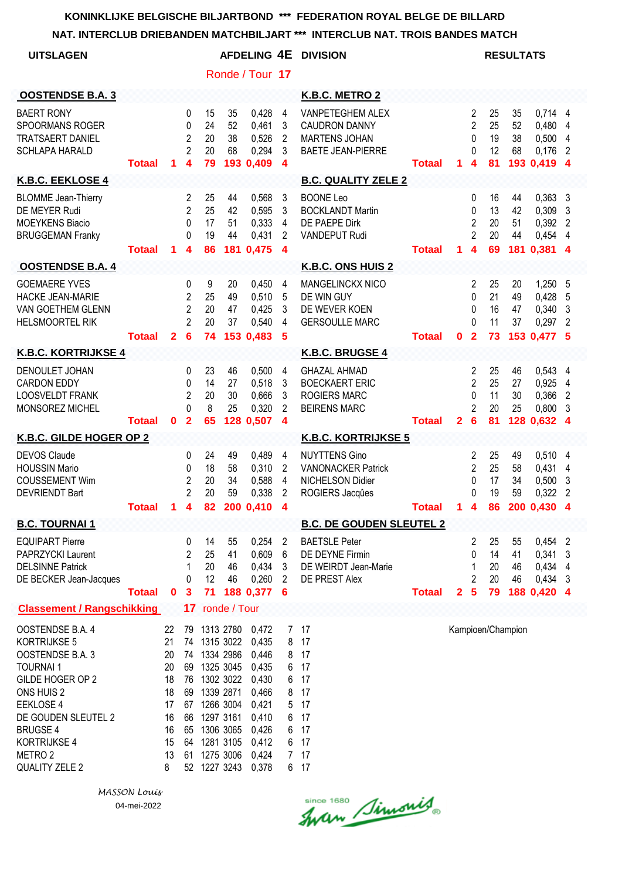**KONINKLIJKE BELGISCHE BILJARTBOND *** FEDERATION ROYAL BELGE DE BILLARD**

**NAT. INTERCLUB DRIEBANDEN MATCHBILJART *** INTERCLUB NAT. TROIS BANDES MATCH**

**UITSLAGEN** — **AFDELING 4E DIVISION** — **RESULTATS**

Ronde / Tour **17**

| OOSTENDSE B.A. 3 | | | | | | | K.B.C. METRO 2 | | | | | | |
|---|---|---|---|---|---|---|---|---|---|---|---|---|---|
| BAERT RONY | | 0 | 15 | 35 | 0,428 | 4 | VANPETEGHEM ALEX | | 2 | 25 | 35 | 0,714 | 4 |
| SPOORMANS ROGER | | 0 | 24 | 52 | 0,461 | 3 | CAUDRON DANNY | | 2 | 25 | 52 | 0,480 | 4 |
| TRATSAERT DANIEL | | 2 | 20 | 38 | 0,526 | 2 | MARTENS JOHAN | | 0 | 19 | 38 | 0,500 | 4 |
| SCHLAPA HARALD | | 2 | 20 | 68 | 0,294 | 3 | BAETE JEAN-PIERRE | | 0 | 12 | 68 | 0,176 | 2 |
| **Totaal** | **1** | **4** | **79** | **193** | **0,409** | **4** | **Totaal** | **1** | **4** | **81** | **193** | **0,419** | **4** |
| **K.B.C. EEKLOSE 4** | | | | | | | **B.C. QUALITY ZELE 2** | | | | | | |
| BLOMME Jean-Thierry | | 2 | 25 | 44 | 0,568 | 3 | BOONE Leo | | 0 | 16 | 44 | 0,363 | 3 |
| DE MEYER Rudi | | 2 | 25 | 42 | 0,595 | 3 | BOCKLANDT Martin | | 0 | 13 | 42 | 0,309 | 3 |
| MOEYKENS Biacio | | 0 | 17 | 51 | 0,333 | 4 | DE PAEPE Dirk | | 2 | 20 | 51 | 0,392 | 2 |
| BRUGGEMAN Franky | | 0 | 19 | 44 | 0,431 | 2 | VANDEPUT Rudi | | 2 | 20 | 44 | 0,454 | 4 |
| **Totaal** | **1** | **4** | **86** | **181** | **0,475** | **4** | **Totaal** | **1** | **4** | **69** | **181** | **0,381** | **4** |
| **OOSTENDSE B.A. 4** | | | | | | | **K.B.C. ONS HUIS 2** | | | | | | |
| GOEMAERE YVES | | 0 | 9 | 20 | 0,450 | 4 | MANGELINCKX NICO | | 2 | 25 | 20 | 1,250 | 5 |
| HACKE JEAN-MARIE | | 2 | 25 | 49 | 0,510 | 5 | DE WIN GUY | | 0 | 21 | 49 | 0,428 | 5 |
| VAN GOETHEM GLENN | | 2 | 20 | 47 | 0,425 | 3 | DE WEVER KOEN | | 0 | 16 | 47 | 0,340 | 3 |
| HELSMOORTEL RIK | | 2 | 20 | 37 | 0,540 | 4 | GERSOULLE MARC | | 0 | 11 | 37 | 0,297 | 2 |
| **Totaal** | **2** | **6** | **74** | **153** | **0,483** | **5** | **Totaal** | **0** | **2** | **73** | **153** | **0,477** | **5** |
| **K.B.C. KORTRIJKSE 4** | | | | | | | **K.B.C. BRUGSE 4** | | | | | | |
| DENOULET JOHAN | | 0 | 23 | 46 | 0,500 | 4 | GHAZAL AHMAD | | 2 | 25 | 46 | 0,543 | 4 |
| CARDON EDDY | | 0 | 14 | 27 | 0,518 | 3 | BOECKAERT ERIC | | 2 | 25 | 27 | 0,925 | 4 |
| LOOSVELDT FRANK | | 2 | 20 | 30 | 0,666 | 3 | ROGIERS MARC | | 0 | 11 | 30 | 0,366 | 2 |
| MONSOREZ MICHEL | | 0 | 8 | 25 | 0,320 | 2 | BEIRENS MARC | | 2 | 20 | 25 | 0,800 | 3 |
| **Totaal** | **0** | **2** | **65** | **128** | **0,507** | **4** | **Totaal** | **2** | **6** | **81** | **128** | **0,632** | **4** |
| **K.B.C. GILDE HOGER OP 2** | | | | | | | **K.B.C. KORTRIJKSE 5** | | | | | | |
| DEVOS Claude | | 0 | 24 | 49 | 0,489 | 4 | NUYTTENS Gino | | 2 | 25 | 49 | 0,510 | 4 |
| HOUSSIN Mario | | 0 | 18 | 58 | 0,310 | 2 | VANONACKER Patrick | | 2 | 25 | 58 | 0,431 | 4 |
| COUSSEMENT Wim | | 2 | 20 | 34 | 0,588 | 4 | NICHELSON Didier | | 0 | 17 | 34 | 0,500 | 3 |
| DEVRIENDT Bart | | 2 | 20 | 59 | 0,338 | 2 | ROGIERS Jacqûes | | 0 | 19 | 59 | 0,322 | 2 |
| **Totaal** | **1** | **4** | **82** | **200** | **0,410** | **4** | **Totaal** | **1** | **4** | **86** | **200** | **0,430** | **4** |
| **B.C. TOURNAI 1** | | | | | | | **B.C. DE GOUDEN SLEUTEL 2** | | | | | | |
| EQUIPART Pierre | | 0 | 14 | 55 | 0,254 | 2 | BAETSLE Peter | | 2 | 25 | 55 | 0,454 | 2 |
| PAPRZYCKI Laurent | | 2 | 25 | 41 | 0,609 | 6 | DE DEYNE Firmin | | 0 | 14 | 41 | 0,341 | 3 |
| DELSINNE Patrick | | 1 | 20 | 46 | 0,434 | 3 | DE WEIRDT Jean-Marie | | 1 | 20 | 46 | 0,434 | 4 |
| DE BECKER Jean-Jacques | | 0 | 12 | 46 | 0,260 | 2 | DE PREST Alex | | 2 | 20 | 46 | 0,434 | 3 |
| **Totaal** | **0** | **3** | **71** | **188** | **0,377** | **6** | **Totaal** | **2** | **5** | **79** | **188** | **0,420** | **4** |

**Classement / Rangschikking** — **17** ronde / Tour

| Ploeg | | | | | | | | |
|---|---|---|---|---|---|---|---|---|
| OOSTENDSE B.A. 4 | 22 | 79 | 1313 | 2780 | 0,472 | 7 | 17 | Kampioen/Champion |
| KORTRIJKSE 5 | 21 | 74 | 1315 | 3022 | 0,435 | 8 | 17 | |
| OOSTENDSE B.A. 3 | 20 | 74 | 1334 | 2986 | 0,446 | 8 | 17 | |
| TOURNAI 1 | 20 | 69 | 1325 | 3045 | 0,435 | 6 | 17 | |
| GILDE HOGER OP 2 | 18 | 76 | 1302 | 3022 | 0,430 | 6 | 17 | |
| ONS HUIS 2 | 18 | 69 | 1339 | 2871 | 0,466 | 8 | 17 | |
| EEKLOSE 4 | 17 | 67 | 1266 | 3004 | 0,421 | 5 | 17 | |
| DE GOUDEN SLEUTEL 2 | 16 | 66 | 1297 | 3161 | 0,410 | 6 | 17 | |
| BRUGSE 4 | 16 | 65 | 1306 | 3065 | 0,426 | 6 | 17 | |
| KORTRIJKSE 4 | 15 | 64 | 1281 | 3105 | 0,412 | 6 | 17 | |
| METRO 2 | 13 | 61 | 1275 | 3006 | 0,424 | 7 | 17 | |
| QUALITY ZELE 2 | 8 | 52 | 1227 | 3243 | 0,378 | 6 | 17 | |

*MASSON Louis*

04-mei-2022

since 1680 Iwan Simonis®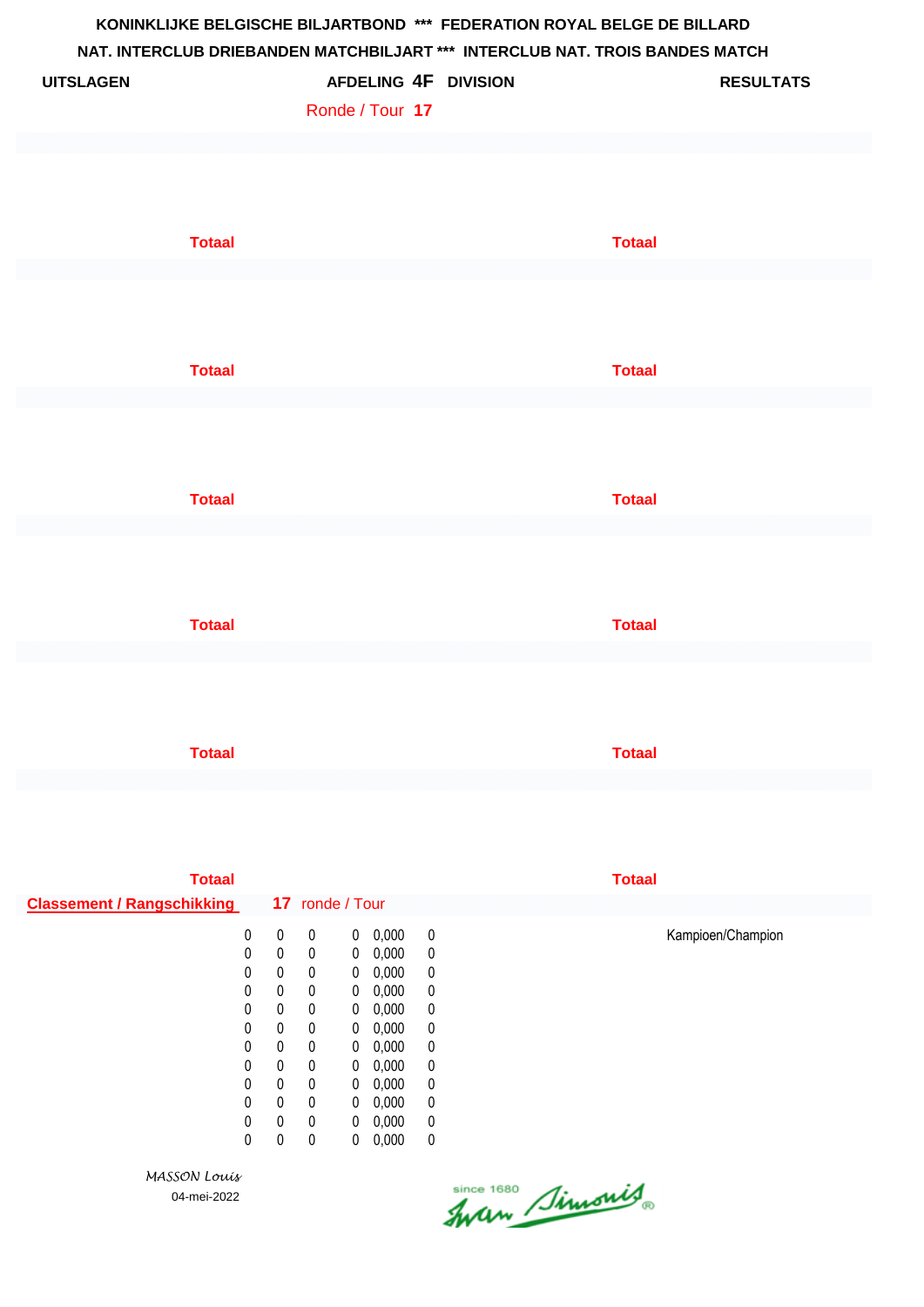**KONINKLIJKE BELGISCHE BILJARTBOND *** FEDERATION ROYAL BELGE DE BILLARD**

**NAT. INTERCLUB DRIEBANDEN MATCHBILJART *** INTERCLUB NAT. TROIS BANDES MATCH**

**UITSLAGEN** **AFDELING 4F DIVISION** **RESULTATS**

Ronde / Tour **17**

**Totaal** **Totaal**

**Totaal** **Totaal**

**Totaal** **Totaal**

**Totaal** **Totaal**

**Totaal** **Totaal**

**Totaal** **Totaal**

**Classement / Rangschikking** **17** ronde / Tour

| | | | | | | | |
|---|---|---|---|---|---|---|---|
| 0 | 0 | 0 | 0 | 0,000 | 0 | | Kampioen/Champion |
| 0 | 0 | 0 | 0 | 0,000 | 0 | | |
| 0 | 0 | 0 | 0 | 0,000 | 0 | | |
| 0 | 0 | 0 | 0 | 0,000 | 0 | | |
| 0 | 0 | 0 | 0 | 0,000 | 0 | | |
| 0 | 0 | 0 | 0 | 0,000 | 0 | | |
| 0 | 0 | 0 | 0 | 0,000 | 0 | | |
| 0 | 0 | 0 | 0 | 0,000 | 0 | | |
| 0 | 0 | 0 | 0 | 0,000 | 0 | | |
| 0 | 0 | 0 | 0 | 0,000 | 0 | | |
| 0 | 0 | 0 | 0 | 0,000 | 0 | | |
| 0 | 0 | 0 | 0 | 0,000 | 0 | | |

*MASSON Louis*

04-mei-2022

since 1680 Iwan Simonis®